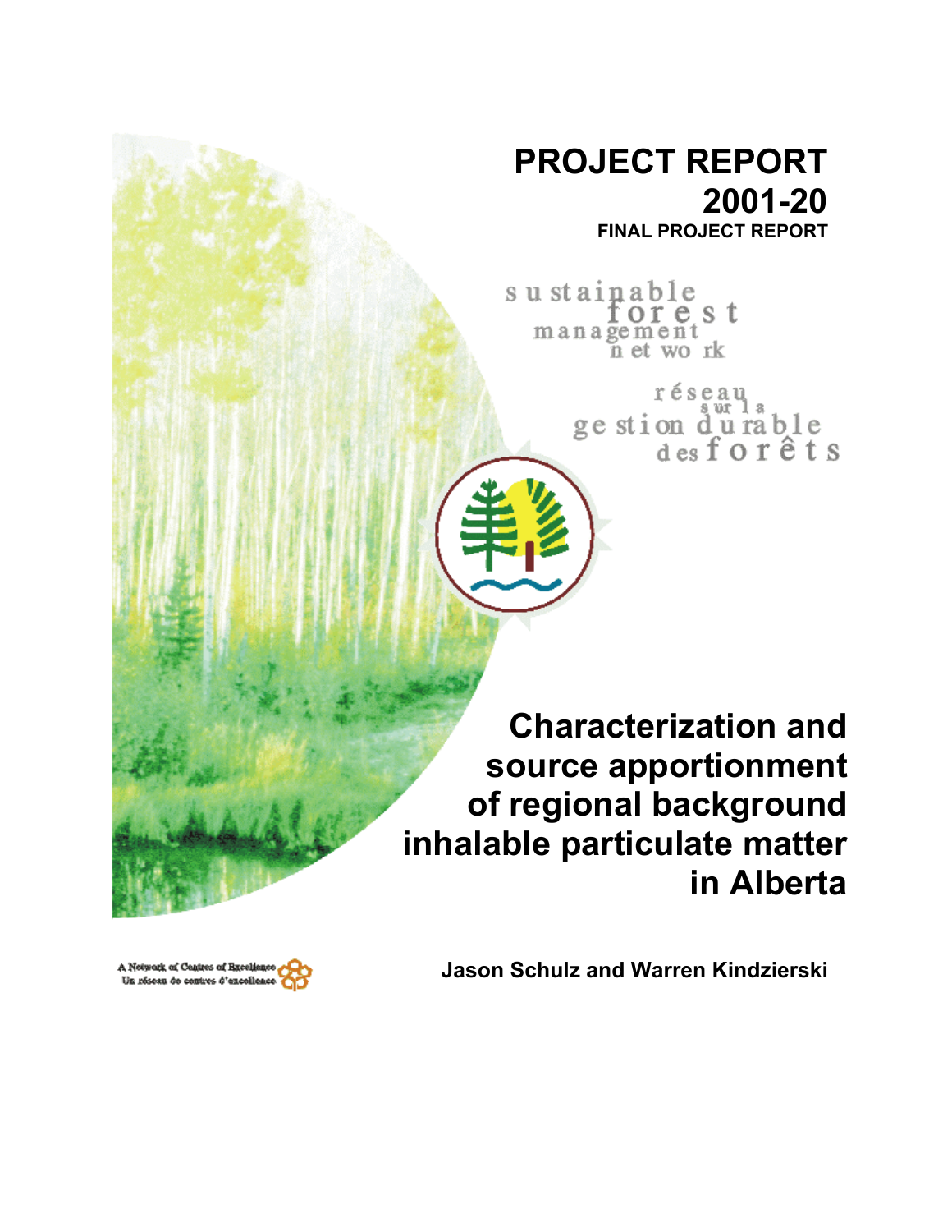# PROJECT REPORT 2001-20

**FINAL PROJECT REPORT**

sustainable forest management network

réseau sur la gestion durable des forêts

## Characterization and source apportionment of regional background inhalable particulate matter in Alberta

**Jason Schulz and Warren Kindzierski**

A Network of Centres of Excellence
Un réseau de centres d'excellence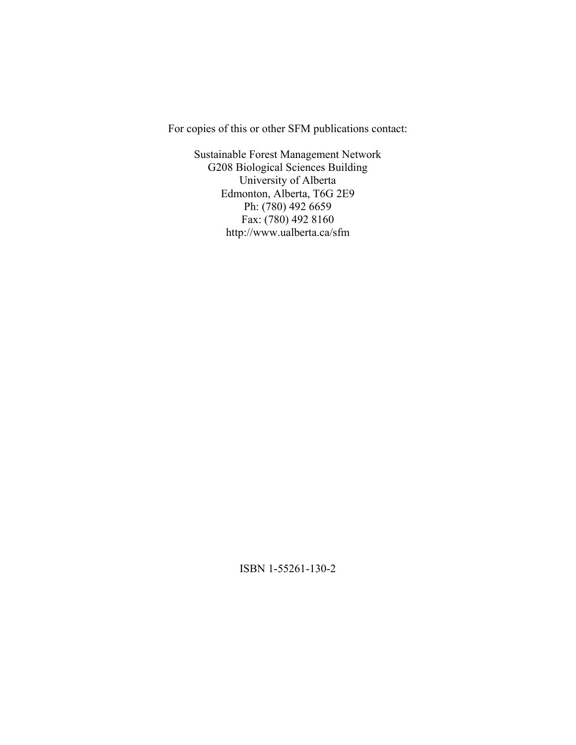For copies of this or other SFM publications contact:

Sustainable Forest Management Network  
G208 Biological Sciences Building  
University of Alberta  
Edmonton, Alberta, T6G 2E9  
Ph: (780) 492 6659  
Fax: (780) 492 8160  
http://www.ualberta.ca/sfm

ISBN 1-55261-130-2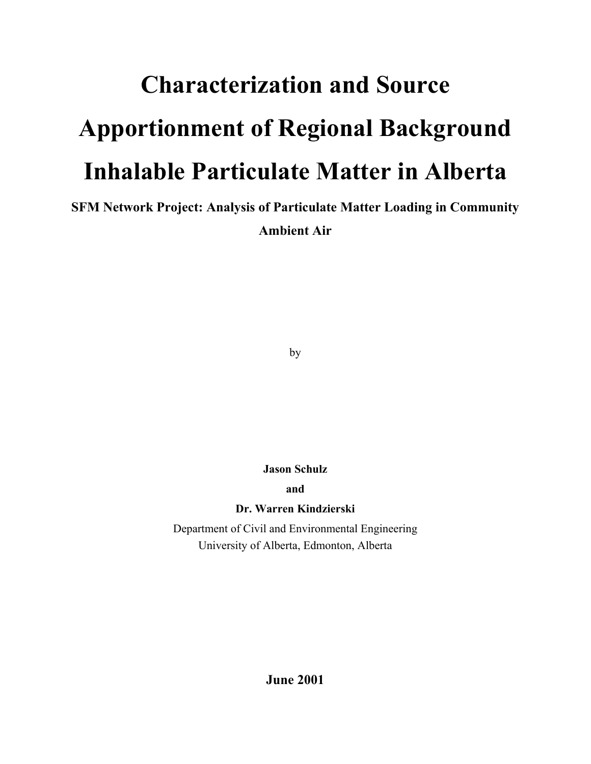# Characterization and Source Apportionment of Regional Background Inhalable Particulate Matter in Alberta

**SFM Network Project: Analysis of Particulate Matter Loading in Community Ambient Air**

by

**Jason Schulz**

**and**

**Dr. Warren Kindzierski**

Department of Civil and Environmental Engineering
University of Alberta, Edmonton, Alberta

**June 2001**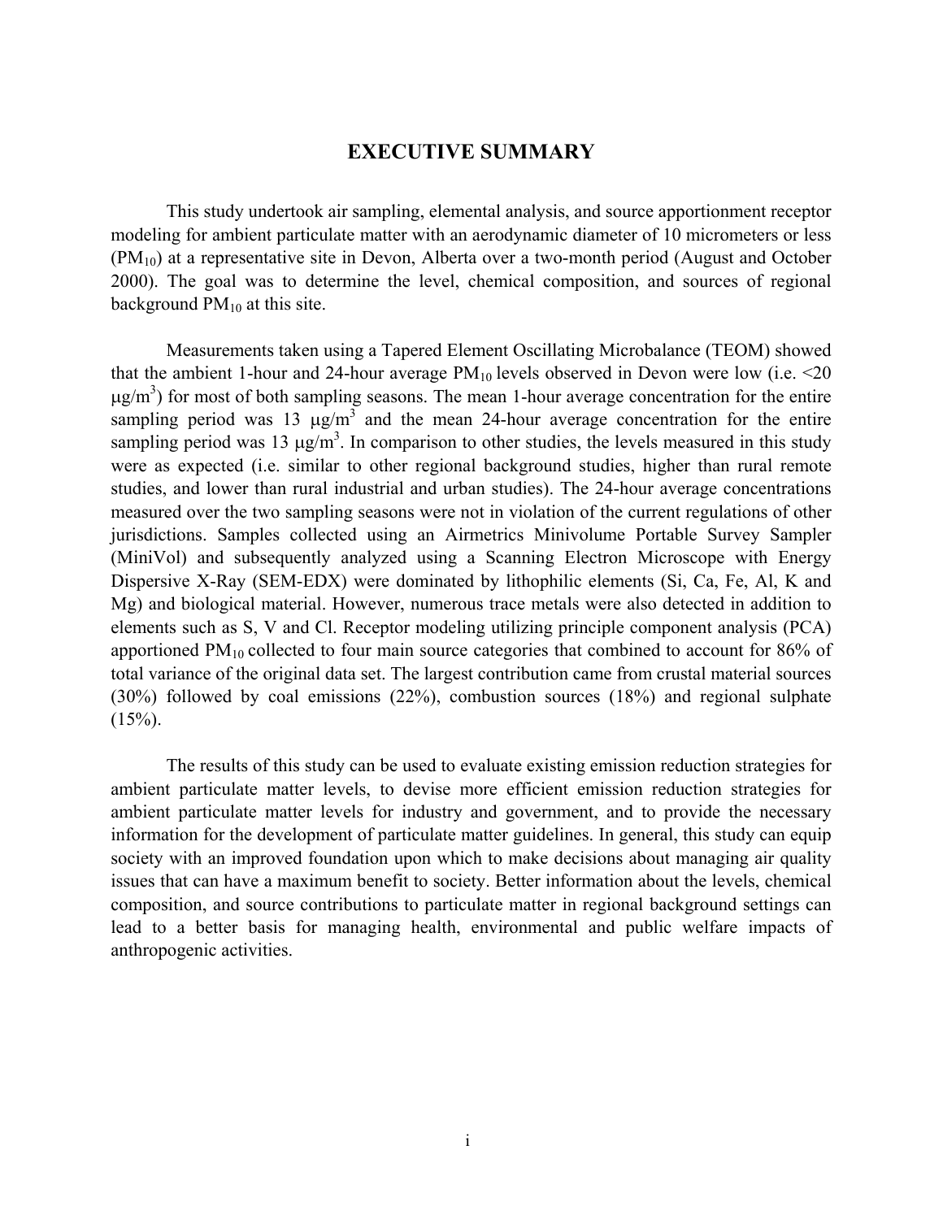# EXECUTIVE SUMMARY

This study undertook air sampling, elemental analysis, and source apportionment receptor modeling for ambient particulate matter with an aerodynamic diameter of 10 micrometers or less ($PM_{10}$) at a representative site in Devon, Alberta over a two-month period (August and October 2000). The goal was to determine the level, chemical composition, and sources of regional background $PM_{10}$ at this site.

Measurements taken using a Tapered Element Oscillating Microbalance (TEOM) showed that the ambient 1-hour and 24-hour average $PM_{10}$ levels observed in Devon were low (i.e. <20 $\mu g/m^3$) for most of both sampling seasons. The mean 1-hour average concentration for the entire sampling period was 13 $\mu g/m^3$ and the mean 24-hour average concentration for the entire sampling period was 13 $\mu g/m^3$. In comparison to other studies, the levels measured in this study were as expected (i.e. similar to other regional background studies, higher than rural remote studies, and lower than rural industrial and urban studies). The 24-hour average concentrations measured over the two sampling seasons were not in violation of the current regulations of other jurisdictions. Samples collected using an Airmetrics Minivolume Portable Survey Sampler (MiniVol) and subsequently analyzed using a Scanning Electron Microscope with Energy Dispersive X-Ray (SEM-EDX) were dominated by lithophilic elements (Si, Ca, Fe, Al, K and Mg) and biological material. However, numerous trace metals were also detected in addition to elements such as S, V and Cl. Receptor modeling utilizing principle component analysis (PCA) apportioned $PM_{10}$ collected to four main source categories that combined to account for 86% of total variance of the original data set. The largest contribution came from crustal material sources (30%) followed by coal emissions (22%), combustion sources (18%) and regional sulphate (15%).

The results of this study can be used to evaluate existing emission reduction strategies for ambient particulate matter levels, to devise more efficient emission reduction strategies for ambient particulate matter levels for industry and government, and to provide the necessary information for the development of particulate matter guidelines. In general, this study can equip society with an improved foundation upon which to make decisions about managing air quality issues that can have a maximum benefit to society. Better information about the levels, chemical composition, and source contributions to particulate matter in regional background settings can lead to a better basis for managing health, environmental and public welfare impacts of anthropogenic activities.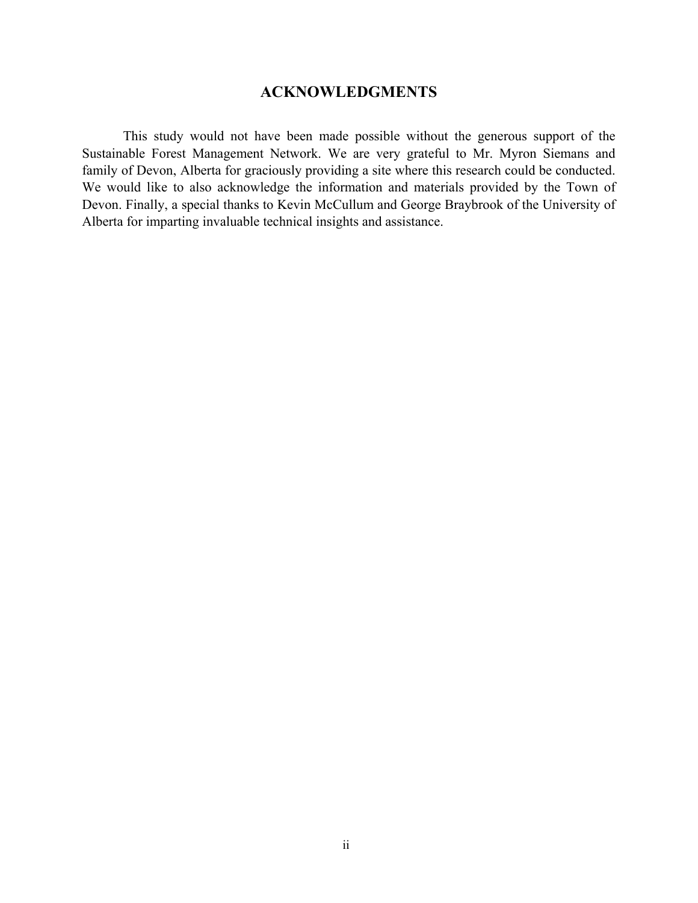## ACKNOWLEDGMENTS

This study would not have been made possible without the generous support of the Sustainable Forest Management Network. We are very grateful to Mr. Myron Siemans and family of Devon, Alberta for graciously providing a site where this research could be conducted. We would like to also acknowledge the information and materials provided by the Town of Devon. Finally, a special thanks to Kevin McCullum and George Braybrook of the University of Alberta for imparting invaluable technical insights and assistance.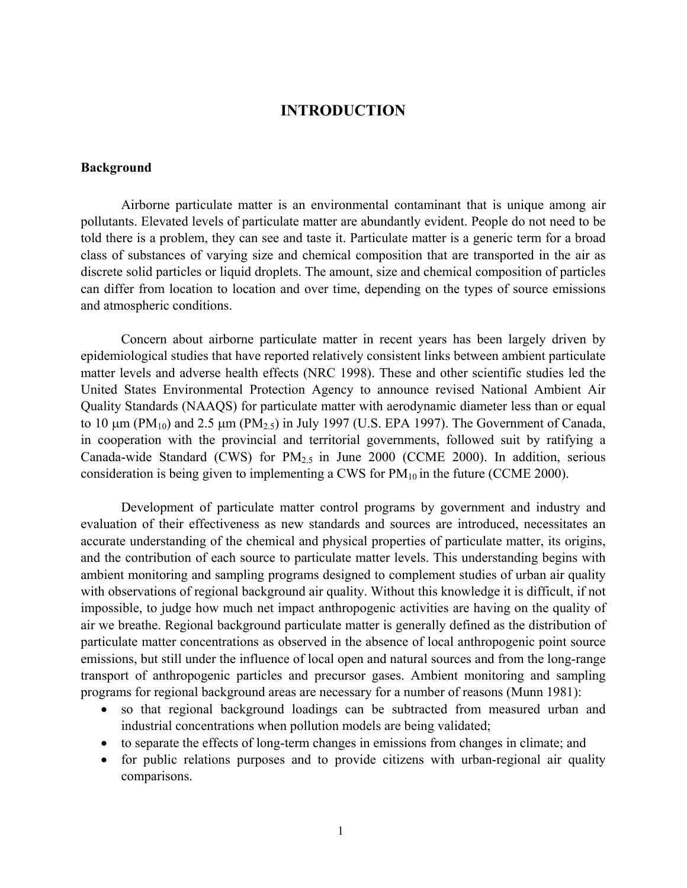# INTRODUCTION

## Background

Airborne particulate matter is an environmental contaminant that is unique among air pollutants. Elevated levels of particulate matter are abundantly evident. People do not need to be told there is a problem, they can see and taste it. Particulate matter is a generic term for a broad class of substances of varying size and chemical composition that are transported in the air as discrete solid particles or liquid droplets. The amount, size and chemical composition of particles can differ from location to location and over time, depending on the types of source emissions and atmospheric conditions.

Concern about airborne particulate matter in recent years has been largely driven by epidemiological studies that have reported relatively consistent links between ambient particulate matter levels and adverse health effects (NRC 1998). These and other scientific studies led the United States Environmental Protection Agency to announce revised National Ambient Air Quality Standards (NAAQS) for particulate matter with aerodynamic diameter less than or equal to 10 μm ($PM_{10}$) and 2.5 μm ($PM_{2.5}$) in July 1997 (U.S. EPA 1997). The Government of Canada, in cooperation with the provincial and territorial governments, followed suit by ratifying a Canada-wide Standard (CWS) for $PM_{2.5}$ in June 2000 (CCME 2000). In addition, serious consideration is being given to implementing a CWS for $PM_{10}$ in the future (CCME 2000).

Development of particulate matter control programs by government and industry and evaluation of their effectiveness as new standards and sources are introduced, necessitates an accurate understanding of the chemical and physical properties of particulate matter, its origins, and the contribution of each source to particulate matter levels. This understanding begins with ambient monitoring and sampling programs designed to complement studies of urban air quality with observations of regional background air quality. Without this knowledge it is difficult, if not impossible, to judge how much net impact anthropogenic activities are having on the quality of air we breathe. Regional background particulate matter is generally defined as the distribution of particulate matter concentrations as observed in the absence of local anthropogenic point source emissions, but still under the influence of local open and natural sources and from the long-range transport of anthropogenic particles and precursor gases. Ambient monitoring and sampling programs for regional background areas are necessary for a number of reasons (Munn 1981):

- so that regional background loadings can be subtracted from measured urban and industrial concentrations when pollution models are being validated;
- to separate the effects of long-term changes in emissions from changes in climate; and
- for public relations purposes and to provide citizens with urban-regional air quality comparisons.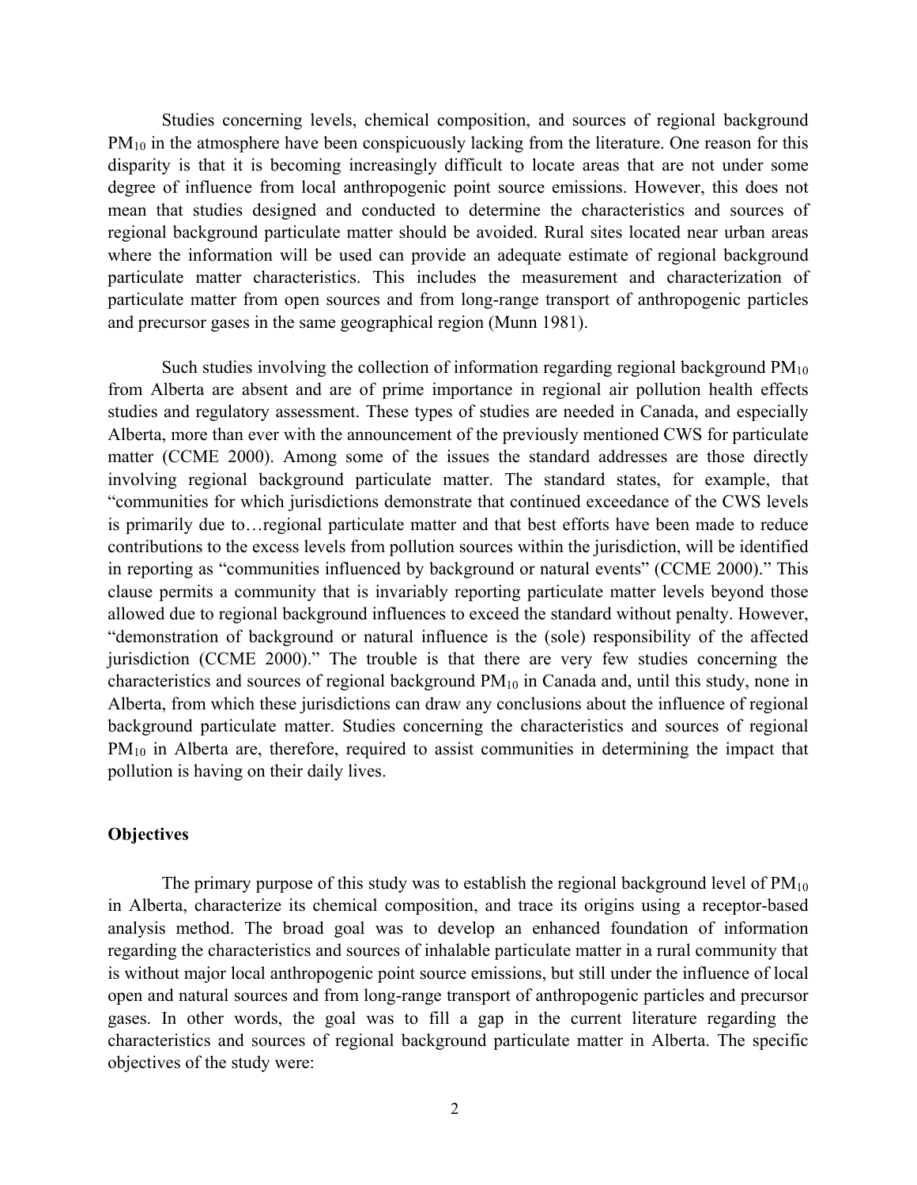Studies concerning levels, chemical composition, and sources of regional background $PM_{10}$ in the atmosphere have been conspicuously lacking from the literature. One reason for this disparity is that it is becoming increasingly difficult to locate areas that are not under some degree of influence from local anthropogenic point source emissions. However, this does not mean that studies designed and conducted to determine the characteristics and sources of regional background particulate matter should be avoided. Rural sites located near urban areas where the information will be used can provide an adequate estimate of regional background particulate matter characteristics. This includes the measurement and characterization of particulate matter from open sources and from long-range transport of anthropogenic particles and precursor gases in the same geographical region (Munn 1981).

Such studies involving the collection of information regarding regional background $PM_{10}$ from Alberta are absent and are of prime importance in regional air pollution health effects studies and regulatory assessment. These types of studies are needed in Canada, and especially Alberta, more than ever with the announcement of the previously mentioned CWS for particulate matter (CCME 2000). Among some of the issues the standard addresses are those directly involving regional background particulate matter. The standard states, for example, that "communities for which jurisdictions demonstrate that continued exceedance of the CWS levels is primarily due to…regional particulate matter and that best efforts have been made to reduce contributions to the excess levels from pollution sources within the jurisdiction, will be identified in reporting as "communities influenced by background or natural events" (CCME 2000)." This clause permits a community that is invariably reporting particulate matter levels beyond those allowed due to regional background influences to exceed the standard without penalty. However, "demonstration of background or natural influence is the (sole) responsibility of the affected jurisdiction (CCME 2000)." The trouble is that there are very few studies concerning the characteristics and sources of regional background $PM_{10}$ in Canada and, until this study, none in Alberta, from which these jurisdictions can draw any conclusions about the influence of regional background particulate matter. Studies concerning the characteristics and sources of regional $PM_{10}$ in Alberta are, therefore, required to assist communities in determining the impact that pollution is having on their daily lives.

## Objectives

The primary purpose of this study was to establish the regional background level of $PM_{10}$ in Alberta, characterize its chemical composition, and trace its origins using a receptor-based analysis method. The broad goal was to develop an enhanced foundation of information regarding the characteristics and sources of inhalable particulate matter in a rural community that is without major local anthropogenic point source emissions, but still under the influence of local open and natural sources and from long-range transport of anthropogenic particles and precursor gases. In other words, the goal was to fill a gap in the current literature regarding the characteristics and sources of regional background particulate matter in Alberta. The specific objectives of the study were: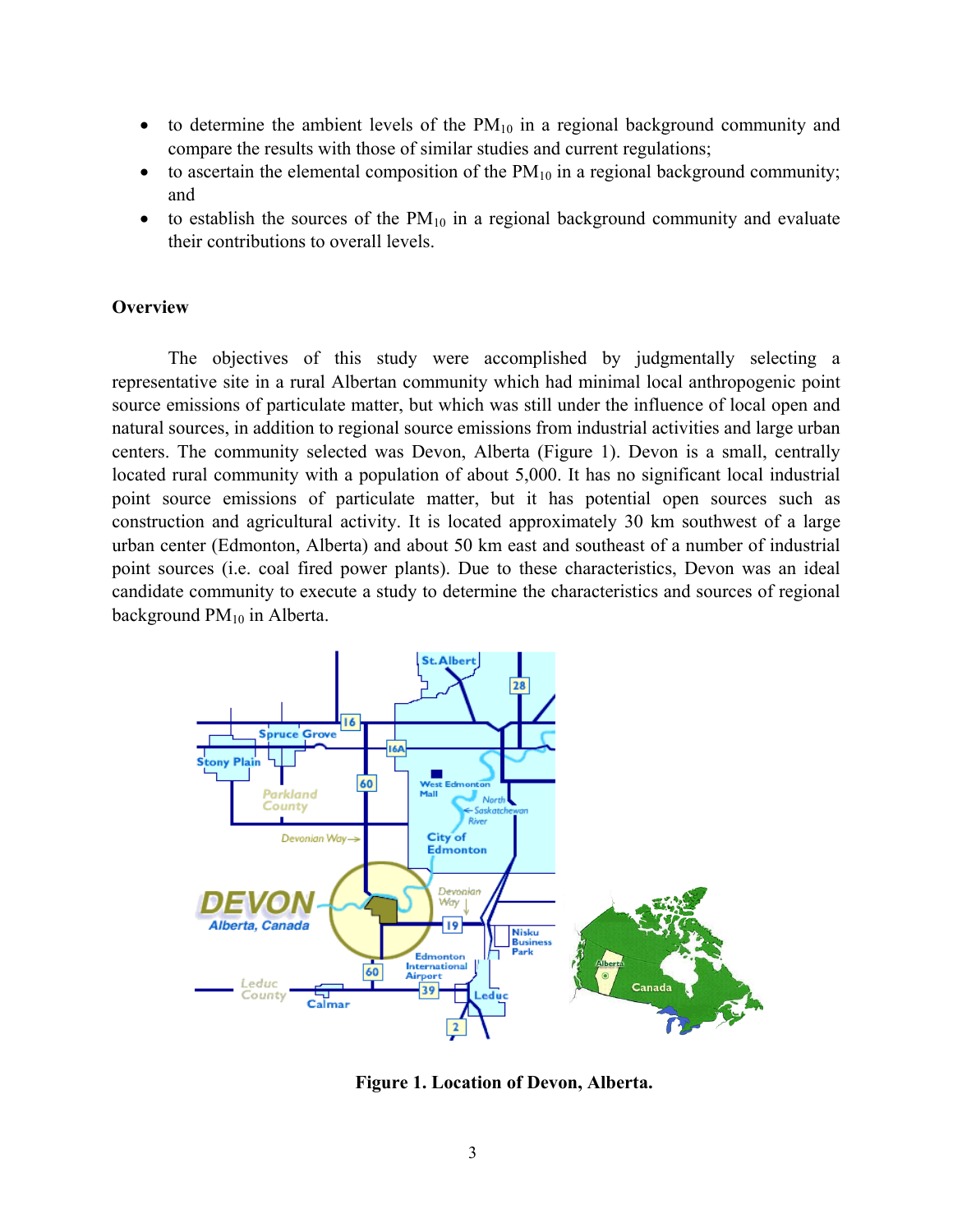- to determine the ambient levels of the $PM_{10}$ in a regional background community and compare the results with those of similar studies and current regulations;
- to ascertain the elemental composition of the $PM_{10}$ in a regional background community; and
- to establish the sources of the $PM_{10}$ in a regional background community and evaluate their contributions to overall levels.

### Overview

The objectives of this study were accomplished by judgmentally selecting a representative site in a rural Albertan community which had minimal local anthropogenic point source emissions of particulate matter, but which was still under the influence of local open and natural sources, in addition to regional source emissions from industrial activities and large urban centers. The community selected was Devon, Alberta (Figure 1). Devon is a small, centrally located rural community with a population of about 5,000. It has no significant local industrial point source emissions of particulate matter, but it has potential open sources such as construction and agricultural activity. It is located approximately 30 km southwest of a large urban center (Edmonton, Alberta) and about 50 km east and southeast of a number of industrial point sources (i.e. coal fired power plants). Due to these characteristics, Devon was an ideal candidate community to execute a study to determine the characteristics and sources of regional background $PM_{10}$ in Alberta.

**Figure 1. Location of Devon, Alberta.**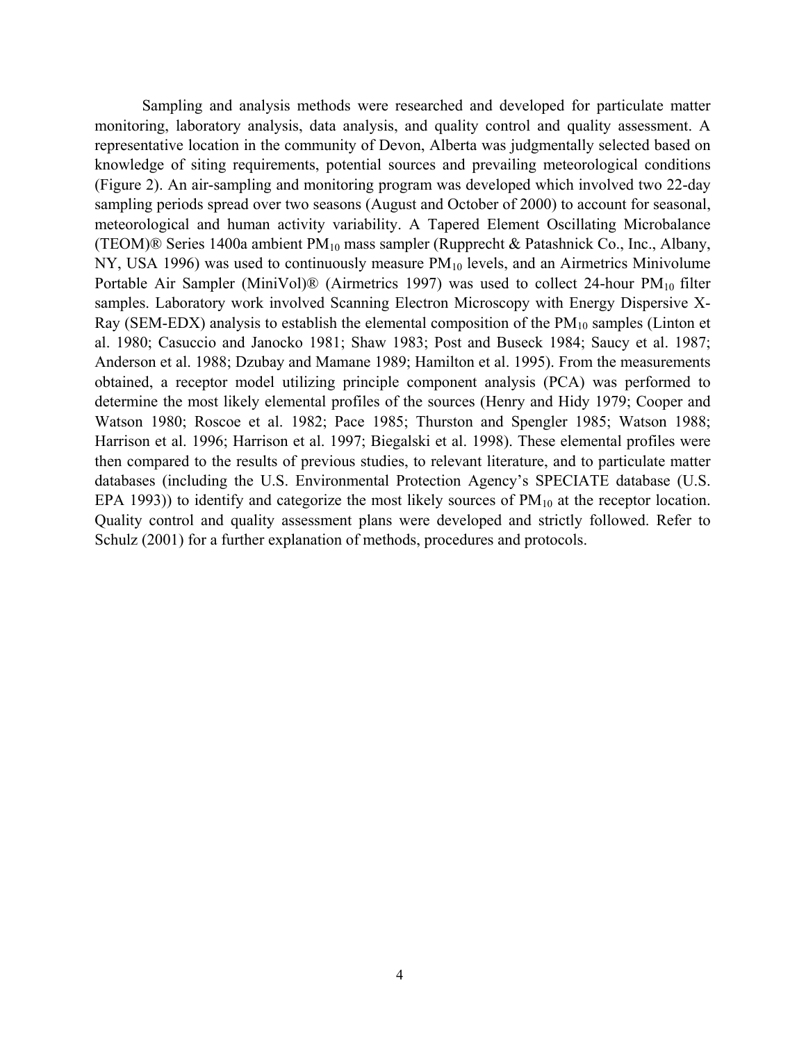Sampling and analysis methods were researched and developed for particulate matter monitoring, laboratory analysis, data analysis, and quality control and quality assessment. A representative location in the community of Devon, Alberta was judgmentally selected based on knowledge of siting requirements, potential sources and prevailing meteorological conditions (Figure 2). An air-sampling and monitoring program was developed which involved two 22-day sampling periods spread over two seasons (August and October of 2000) to account for seasonal, meteorological and human activity variability. A Tapered Element Oscillating Microbalance (TEOM)® Series 1400a ambient $PM_{10}$ mass sampler (Rupprecht & Patashnick Co., Inc., Albany, NY, USA 1996) was used to continuously measure $PM_{10}$ levels, and an Airmetrics Minivolume Portable Air Sampler (MiniVol)® (Airmetrics 1997) was used to collect 24-hour $PM_{10}$ filter samples. Laboratory work involved Scanning Electron Microscopy with Energy Dispersive X-Ray (SEM-EDX) analysis to establish the elemental composition of the $PM_{10}$ samples (Linton et al. 1980; Casuccio and Janocko 1981; Shaw 1983; Post and Buseck 1984; Saucy et al. 1987; Anderson et al. 1988; Dzubay and Mamane 1989; Hamilton et al. 1995). From the measurements obtained, a receptor model utilizing principle component analysis (PCA) was performed to determine the most likely elemental profiles of the sources (Henry and Hidy 1979; Cooper and Watson 1980; Roscoe et al. 1982; Pace 1985; Thurston and Spengler 1985; Watson 1988; Harrison et al. 1996; Harrison et al. 1997; Biegalski et al. 1998). These elemental profiles were then compared to the results of previous studies, to relevant literature, and to particulate matter databases (including the U.S. Environmental Protection Agency's SPECIATE database (U.S. EPA 1993)) to identify and categorize the most likely sources of $PM_{10}$ at the receptor location. Quality control and quality assessment plans were developed and strictly followed. Refer to Schulz (2001) for a further explanation of methods, procedures and protocols.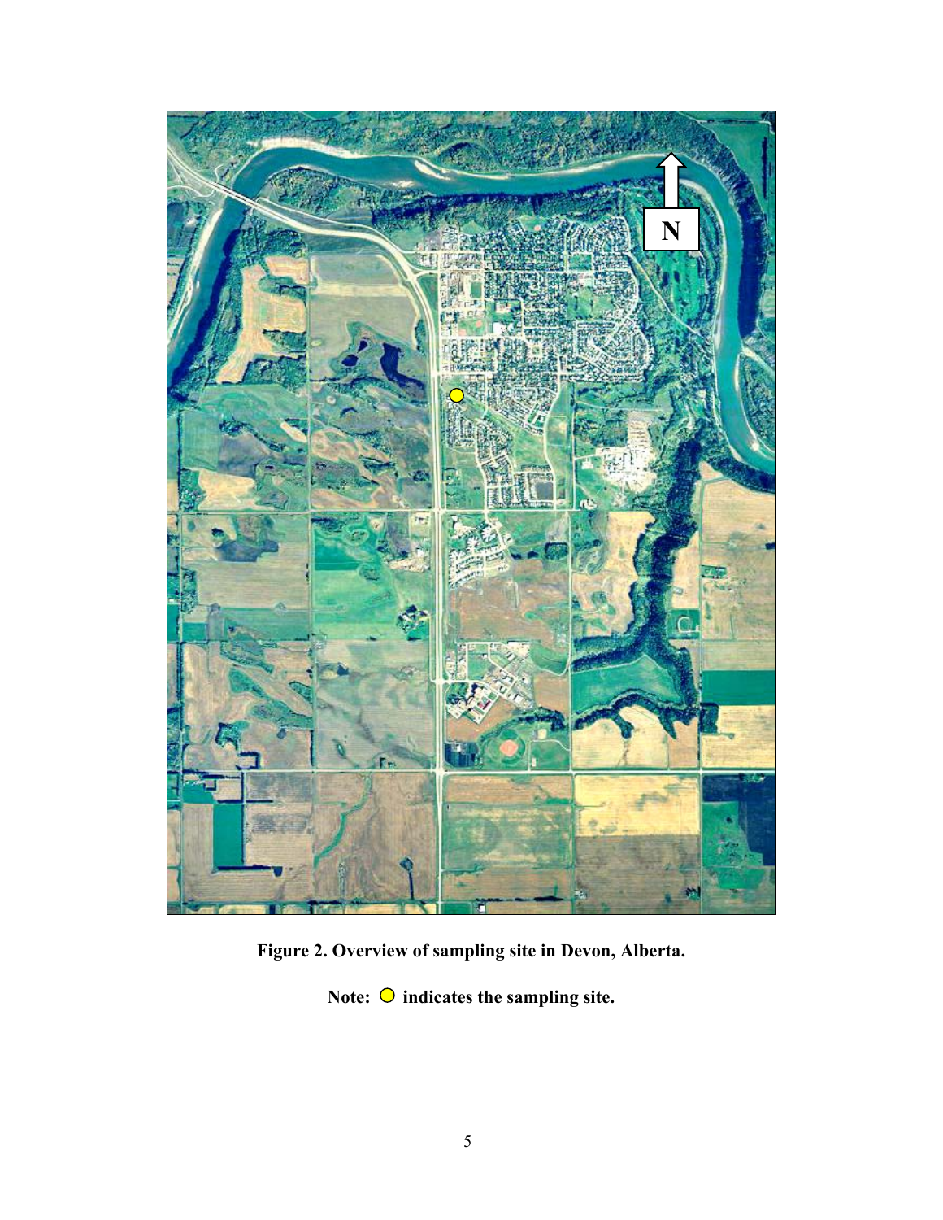**Figure 2. Overview of sampling site in Devon, Alberta.**

**Note: ○ indicates the sampling site.**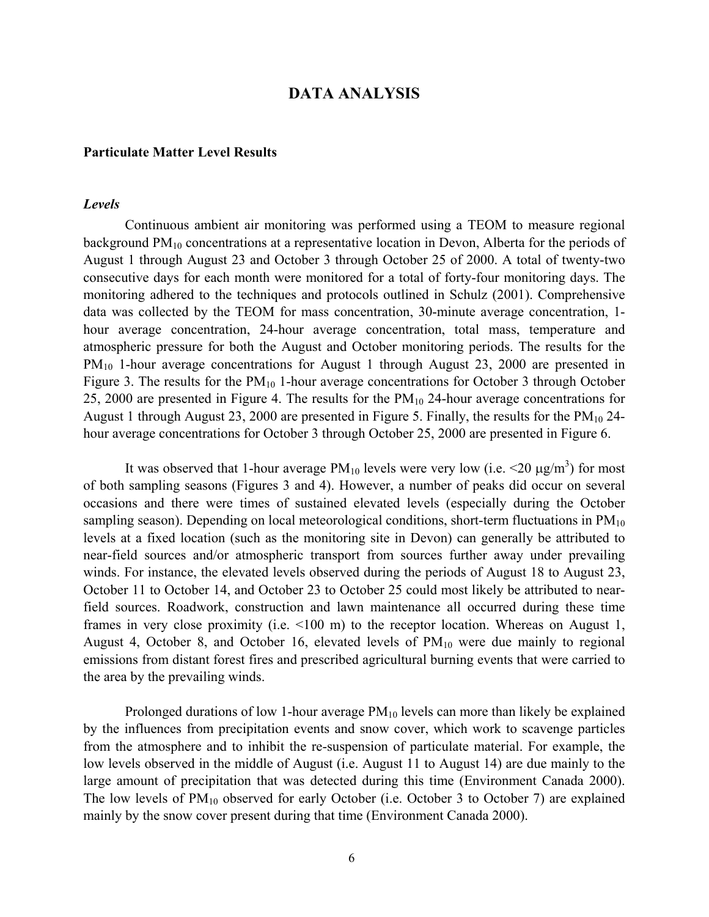# DATA ANALYSIS

## Particulate Matter Level Results

### *Levels*

Continuous ambient air monitoring was performed using a TEOM to measure regional background $PM_{10}$ concentrations at a representative location in Devon, Alberta for the periods of August 1 through August 23 and October 3 through October 25 of 2000. A total of twenty-two consecutive days for each month were monitored for a total of forty-four monitoring days. The monitoring adhered to the techniques and protocols outlined in Schulz (2001). Comprehensive data was collected by the TEOM for mass concentration, 30-minute average concentration, 1-hour average concentration, 24-hour average concentration, total mass, temperature and atmospheric pressure for both the August and October monitoring periods. The results for the $PM_{10}$ 1-hour average concentrations for August 1 through August 23, 2000 are presented in Figure 3. The results for the $PM_{10}$ 1-hour average concentrations for October 3 through October 25, 2000 are presented in Figure 4. The results for the $PM_{10}$ 24-hour average concentrations for August 1 through August 23, 2000 are presented in Figure 5. Finally, the results for the $PM_{10}$ 24-hour average concentrations for October 3 through October 25, 2000 are presented in Figure 6.

It was observed that 1-hour average $PM_{10}$ levels were very low (i.e. <20 $\mu g/m^3$) for most of both sampling seasons (Figures 3 and 4). However, a number of peaks did occur on several occasions and there were times of sustained elevated levels (especially during the October sampling season). Depending on local meteorological conditions, short-term fluctuations in $PM_{10}$ levels at a fixed location (such as the monitoring site in Devon) can generally be attributed to near-field sources and/or atmospheric transport from sources further away under prevailing winds. For instance, the elevated levels observed during the periods of August 18 to August 23, October 11 to October 14, and October 23 to October 25 could most likely be attributed to near-field sources. Roadwork, construction and lawn maintenance all occurred during these time frames in very close proximity (i.e. <100 m) to the receptor location. Whereas on August 1, August 4, October 8, and October 16, elevated levels of $PM_{10}$ were due mainly to regional emissions from distant forest fires and prescribed agricultural burning events that were carried to the area by the prevailing winds.

Prolonged durations of low 1-hour average $PM_{10}$ levels can more than likely be explained by the influences from precipitation events and snow cover, which work to scavenge particles from the atmosphere and to inhibit the re-suspension of particulate material. For example, the low levels observed in the middle of August (i.e. August 11 to August 14) are due mainly to the large amount of precipitation that was detected during this time (Environment Canada 2000). The low levels of $PM_{10}$ observed for early October (i.e. October 3 to October 7) are explained mainly by the snow cover present during that time (Environment Canada 2000).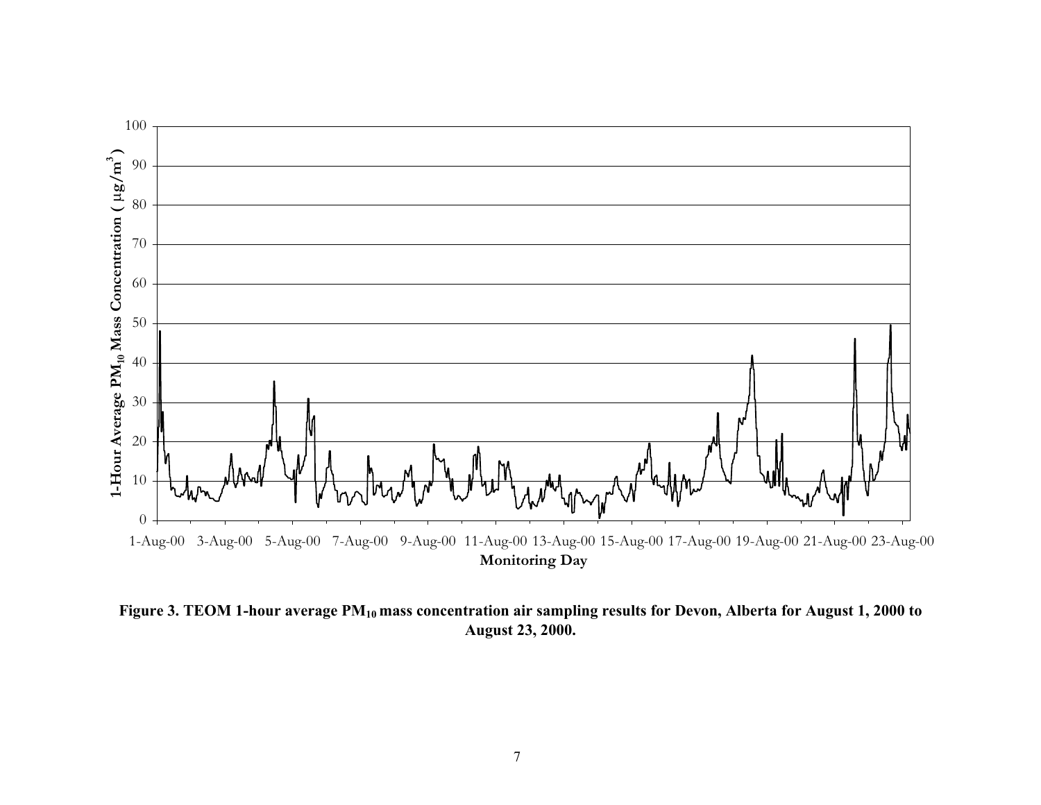**Figure 3. TEOM 1-hour average $PM_{10}$ mass concentration air sampling results for Devon, Alberta for August 1, 2000 to August 23, 2000.**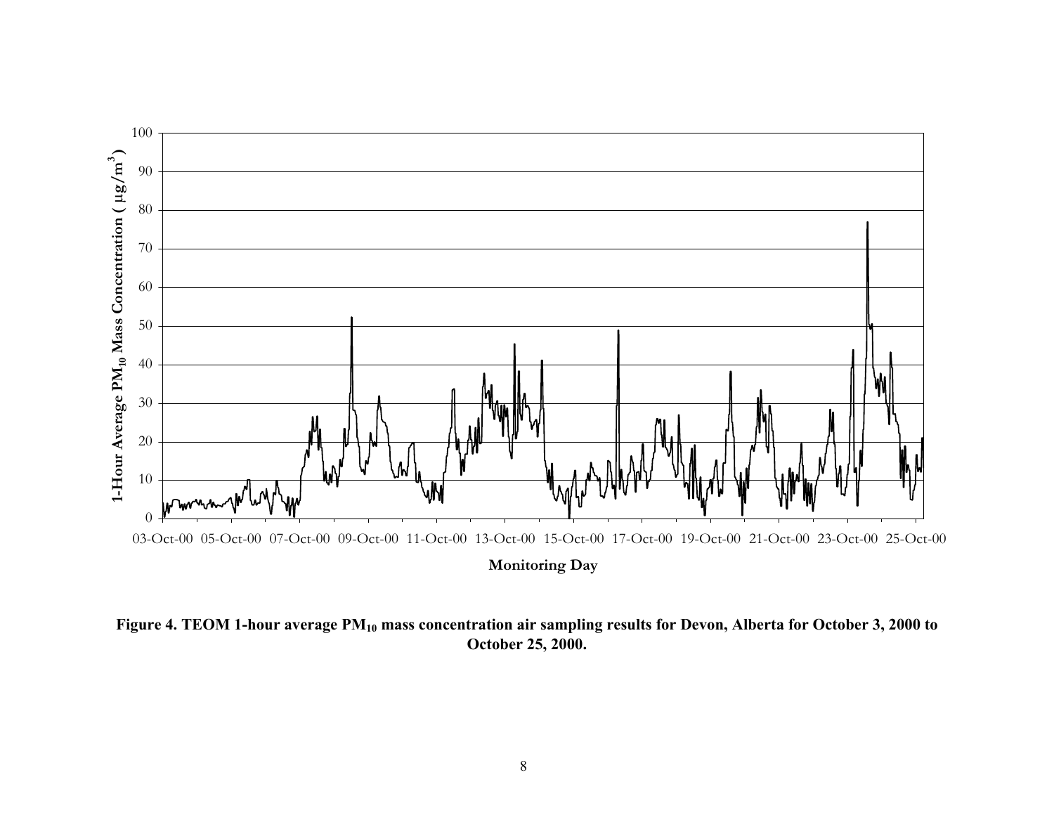**Figure 4. TEOM 1-hour average $PM_{10}$ mass concentration air sampling results for Devon, Alberta for October 3, 2000 to October 25, 2000.**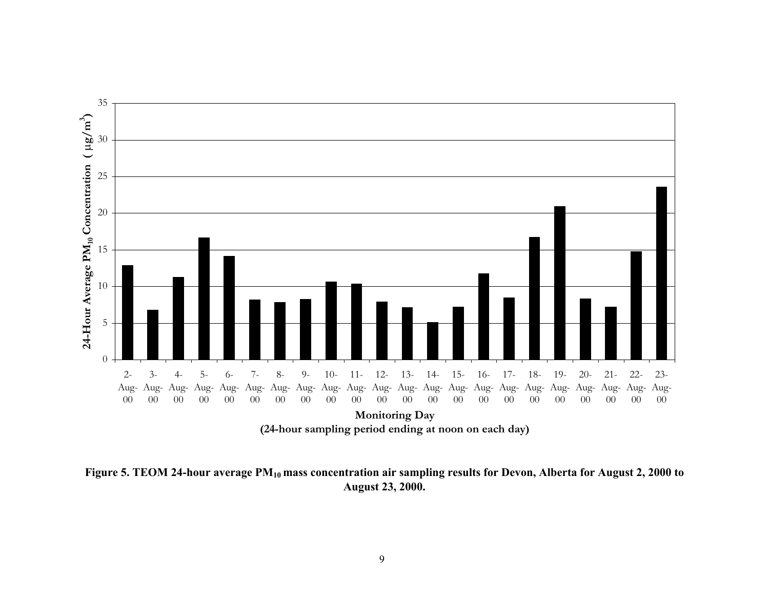Figure 5. TEOM 24-hour average $PM_{10}$ mass concentration air sampling results for Devon, Alberta for August 2, 2000 to August 23, 2000.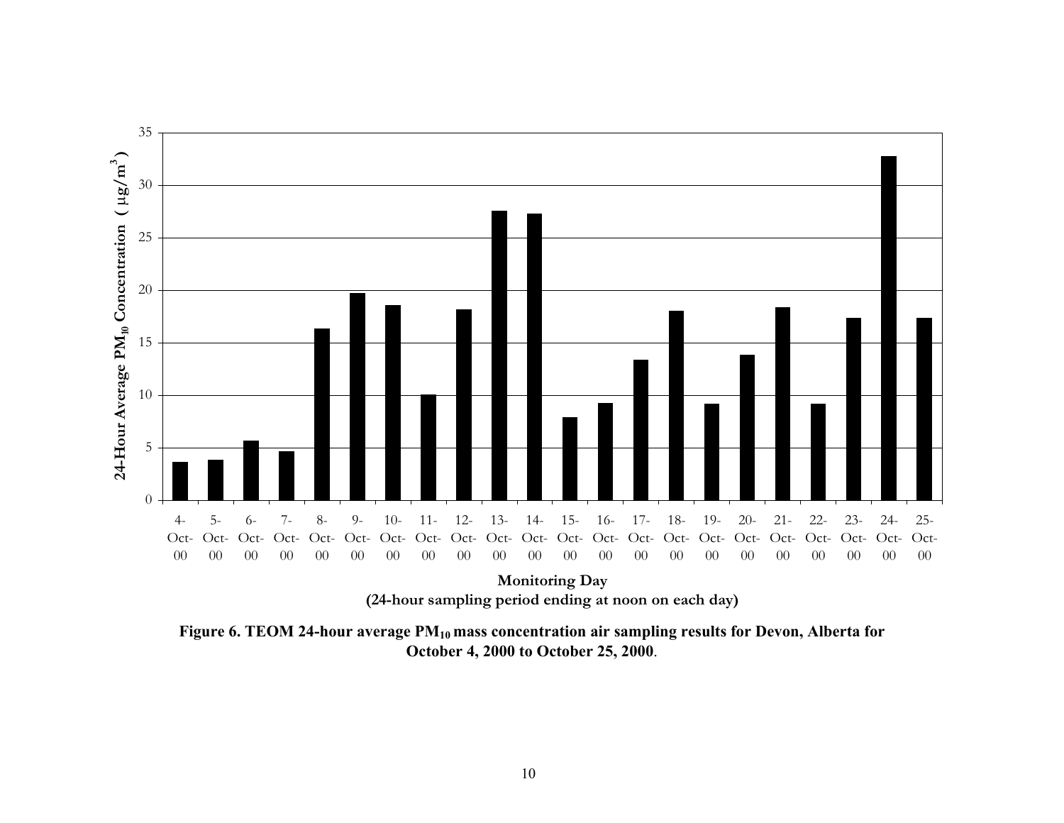Figure 6. TEOM 24-hour average $PM_{10}$ mass concentration air sampling results for Devon, Alberta for October 4, 2000 to October 25, 2000.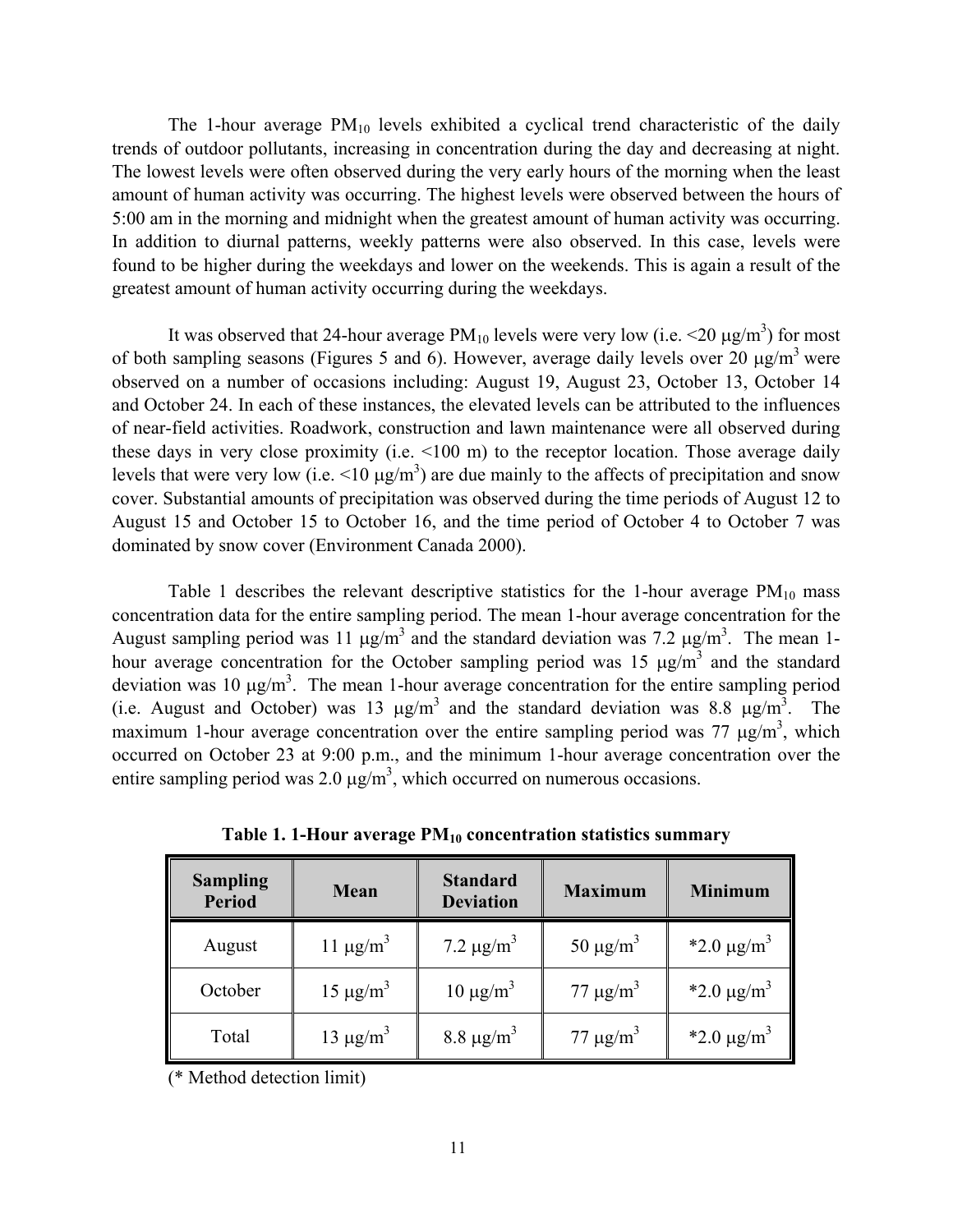The 1-hour average $PM_{10}$ levels exhibited a cyclical trend characteristic of the daily trends of outdoor pollutants, increasing in concentration during the day and decreasing at night. The lowest levels were often observed during the very early hours of the morning when the least amount of human activity was occurring. The highest levels were observed between the hours of 5:00 am in the morning and midnight when the greatest amount of human activity was occurring. In addition to diurnal patterns, weekly patterns were also observed. In this case, levels were found to be higher during the weekdays and lower on the weekends. This is again a result of the greatest amount of human activity occurring during the weekdays.

It was observed that 24-hour average $PM_{10}$ levels were very low (i.e. <20 $\mu g/m^3$) for most of both sampling seasons (Figures 5 and 6). However, average daily levels over 20 $\mu g/m^3$ were observed on a number of occasions including: August 19, August 23, October 13, October 14 and October 24. In each of these instances, the elevated levels can be attributed to the influences of near-field activities. Roadwork, construction and lawn maintenance were all observed during these days in very close proximity (i.e. <100 m) to the receptor location. Those average daily levels that were very low (i.e. <10 $\mu g/m^3$) are due mainly to the affects of precipitation and snow cover. Substantial amounts of precipitation was observed during the time periods of August 12 to August 15 and October 15 to October 16, and the time period of October 4 to October 7 was dominated by snow cover (Environment Canada 2000).

Table 1 describes the relevant descriptive statistics for the 1-hour average $PM_{10}$ mass concentration data for the entire sampling period. The mean 1-hour average concentration for the August sampling period was 11 $\mu g/m^3$ and the standard deviation was 7.2 $\mu g/m^3$. The mean 1-hour average concentration for the October sampling period was 15 $\mu g/m^3$ and the standard deviation was 10 $\mu g/m^3$. The mean 1-hour average concentration for the entire sampling period (i.e. August and October) was 13 $\mu g/m^3$ and the standard deviation was 8.8 $\mu g/m^3$. The maximum 1-hour average concentration over the entire sampling period was 77 $\mu g/m^3$, which occurred on October 23 at 9:00 p.m., and the minimum 1-hour average concentration over the entire sampling period was 2.0 $\mu g/m^3$, which occurred on numerous occasions.

**Table 1. 1-Hour average $PM_{10}$ concentration statistics summary**

| Sampling Period | Mean | Standard Deviation | Maximum | Minimum |
|---|---|---|---|---|
| August | 11 $\mu g/m^3$ | 7.2 $\mu g/m^3$ | 50 $\mu g/m^3$ | *2.0 $\mu g/m^3$ |
| October | 15 $\mu g/m^3$ | 10 $\mu g/m^3$ | 77 $\mu g/m^3$ | *2.0 $\mu g/m^3$ |
| Total | 13 $\mu g/m^3$ | 8.8 $\mu g/m^3$ | 77 $\mu g/m^3$ | *2.0 $\mu g/m^3$ |

(* Method detection limit)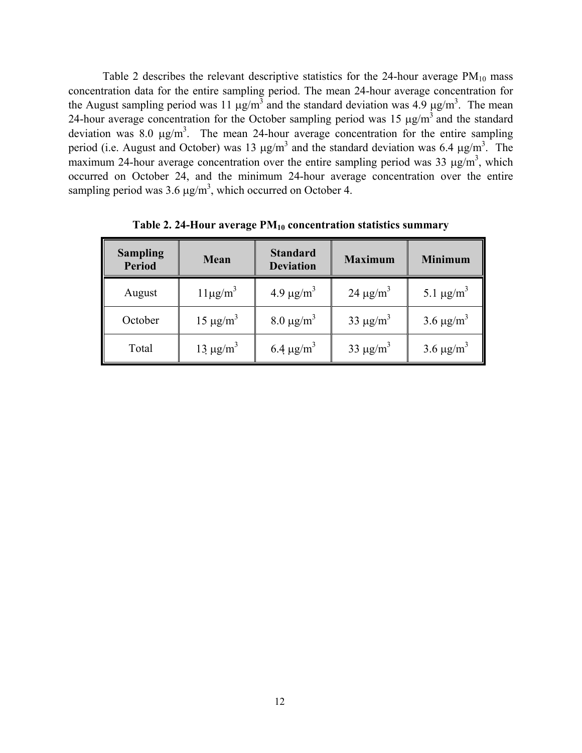Table 2 describes the relevant descriptive statistics for the 24-hour average $PM_{10}$ mass concentration data for the entire sampling period. The mean 24-hour average concentration for the August sampling period was 11 $\mu g/m^3$ and the standard deviation was 4.9 $\mu g/m^3$. The mean 24-hour average concentration for the October sampling period was 15 $\mu g/m^3$ and the standard deviation was 8.0 $\mu g/m^3$. The mean 24-hour average concentration for the entire sampling period (i.e. August and October) was 13 $\mu g/m^3$ and the standard deviation was 6.4 $\mu g/m^3$. The maximum 24-hour average concentration over the entire sampling period was 33 $\mu g/m^3$, which occurred on October 24, and the minimum 24-hour average concentration over the entire sampling period was 3.6 $\mu g/m^3$, which occurred on October 4.

**Table 2. 24-Hour average $PM_{10}$ concentration statistics summary**

| Sampling Period | Mean | Standard Deviation | Maximum | Minimum |
|---|---|---|---|---|
| August | 11 $\mu g/m^3$ | 4.9 $\mu g/m^3$ | 24 $\mu g/m^3$ | 5.1 $\mu g/m^3$ |
| October | 15 $\mu g/m^3$ | 8.0 $\mu g/m^3$ | 33 $\mu g/m^3$ | 3.6 $\mu g/m^3$ |
| Total | 13 $\mu g/m^3$ | 6.4 $\mu g/m^3$ | 33 $\mu g/m^3$ | 3.6 $\mu g/m^3$ |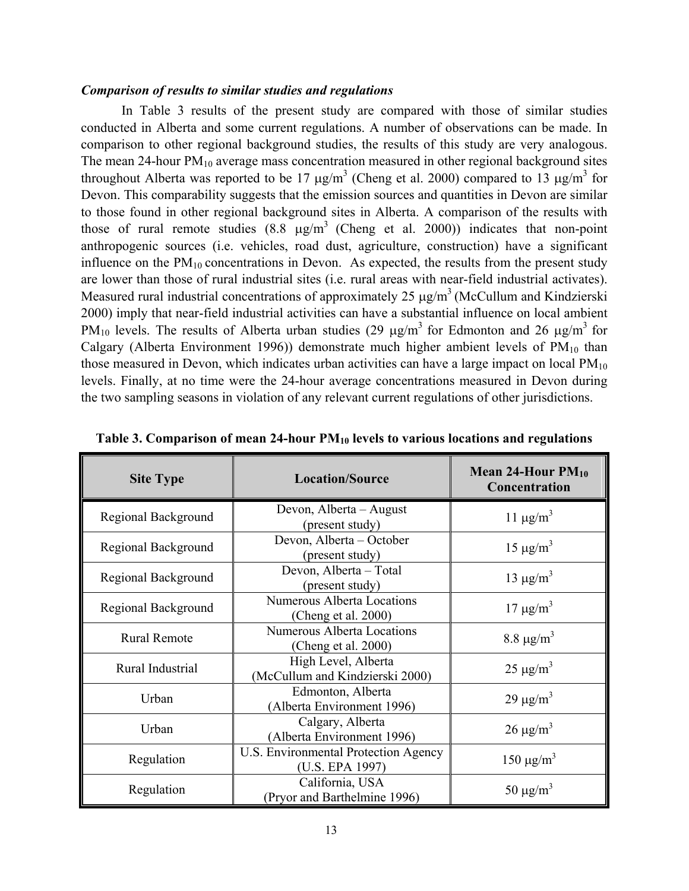### *Comparison of results to similar studies and regulations*

In Table 3 results of the present study are compared with those of similar studies conducted in Alberta and some current regulations. A number of observations can be made. In comparison to other regional background studies, the results of this study are very analogous. The mean 24-hour $PM_{10}$ average mass concentration measured in other regional background sites throughout Alberta was reported to be 17 $\mu g/m^3$ (Cheng et al. 2000) compared to 13 $\mu g/m^3$ for Devon. This comparability suggests that the emission sources and quantities in Devon are similar to those found in other regional background sites in Alberta. A comparison of the results with those of rural remote studies (8.8 $\mu g/m^3$ (Cheng et al. 2000)) indicates that non-point anthropogenic sources (i.e. vehicles, road dust, agriculture, construction) have a significant influence on the $PM_{10}$ concentrations in Devon. As expected, the results from the present study are lower than those of rural industrial sites (i.e. rural areas with near-field industrial activates). Measured rural industrial concentrations of approximately 25 $\mu g/m^3$ (McCullum and Kindzierski 2000) imply that near-field industrial activities can have a substantial influence on local ambient $PM_{10}$ levels. The results of Alberta urban studies (29 $\mu g/m^3$ for Edmonton and 26 $\mu g/m^3$ for Calgary (Alberta Environment 1996)) demonstrate much higher ambient levels of $PM_{10}$ than those measured in Devon, which indicates urban activities can have a large impact on local $PM_{10}$ levels. Finally, at no time were the 24-hour average concentrations measured in Devon during the two sampling seasons in violation of any relevant current regulations of other jurisdictions.

**Table 3. Comparison of mean 24-hour $PM_{10}$ levels to various locations and regulations**

| Site Type | Location/Source | Mean 24-Hour $PM_{10}$ Concentration |
|---|---|---|
| Regional Background | Devon, Alberta – August (present study) | 11 $\mu g/m^3$ |
| Regional Background | Devon, Alberta – October (present study) | 15 $\mu g/m^3$ |
| Regional Background | Devon, Alberta – Total (present study) | 13 $\mu g/m^3$ |
| Regional Background | Numerous Alberta Locations (Cheng et al. 2000) | 17 $\mu g/m^3$ |
| Rural Remote | Numerous Alberta Locations (Cheng et al. 2000) | 8.8 $\mu g/m^3$ |
| Rural Industrial | High Level, Alberta (McCullum and Kindzierski 2000) | 25 $\mu g/m^3$ |
| Urban | Edmonton, Alberta (Alberta Environment 1996) | 29 $\mu g/m^3$ |
| Urban | Calgary, Alberta (Alberta Environment 1996) | 26 $\mu g/m^3$ |
| Regulation | U.S. Environmental Protection Agency (U.S. EPA 1997) | 150 $\mu g/m^3$ |
| Regulation | California, USA (Pryor and Barthelmine 1996) | 50 $\mu g/m^3$ |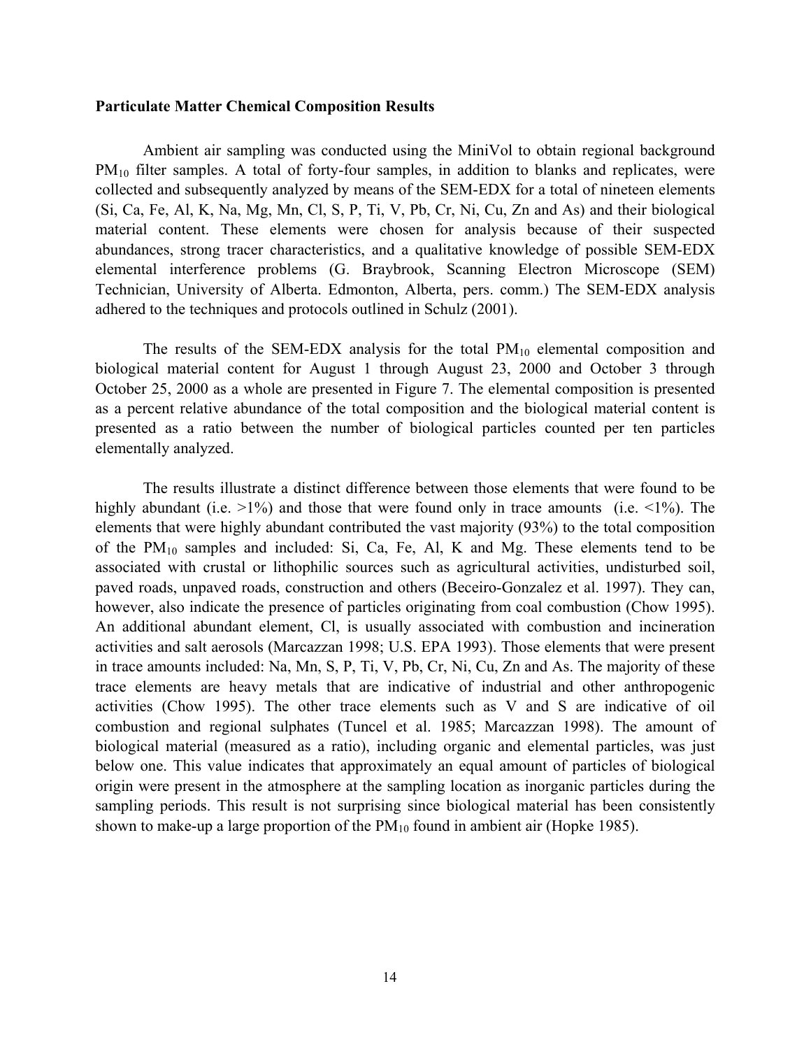**Particulate Matter Chemical Composition Results**

Ambient air sampling was conducted using the MiniVol to obtain regional background $PM_{10}$ filter samples. A total of forty-four samples, in addition to blanks and replicates, were collected and subsequently analyzed by means of the SEM-EDX for a total of nineteen elements (Si, Ca, Fe, Al, K, Na, Mg, Mn, Cl, S, P, Ti, V, Pb, Cr, Ni, Cu, Zn and As) and their biological material content. These elements were chosen for analysis because of their suspected abundances, strong tracer characteristics, and a qualitative knowledge of possible SEM-EDX elemental interference problems (G. Braybrook, Scanning Electron Microscope (SEM) Technician, University of Alberta. Edmonton, Alberta, pers. comm.) The SEM-EDX analysis adhered to the techniques and protocols outlined in Schulz (2001).

The results of the SEM-EDX analysis for the total $PM_{10}$ elemental composition and biological material content for August 1 through August 23, 2000 and October 3 through October 25, 2000 as a whole are presented in Figure 7. The elemental composition is presented as a percent relative abundance of the total composition and the biological material content is presented as a ratio between the number of biological particles counted per ten particles elementally analyzed.

The results illustrate a distinct difference between those elements that were found to be highly abundant (i.e. >1%) and those that were found only in trace amounts (i.e. <1%). The elements that were highly abundant contributed the vast majority (93%) to the total composition of the $PM_{10}$ samples and included: Si, Ca, Fe, Al, K and Mg. These elements tend to be associated with crustal or lithophilic sources such as agricultural activities, undisturbed soil, paved roads, unpaved roads, construction and others (Beceiro-Gonzalez et al. 1997). They can, however, also indicate the presence of particles originating from coal combustion (Chow 1995). An additional abundant element, Cl, is usually associated with combustion and incineration activities and salt aerosols (Marcazzan 1998; U.S. EPA 1993). Those elements that were present in trace amounts included: Na, Mn, S, P, Ti, V, Pb, Cr, Ni, Cu, Zn and As. The majority of these trace elements are heavy metals that are indicative of industrial and other anthropogenic activities (Chow 1995). The other trace elements such as V and S are indicative of oil combustion and regional sulphates (Tuncel et al. 1985; Marcazzan 1998). The amount of biological material (measured as a ratio), including organic and elemental particles, was just below one. This value indicates that approximately an equal amount of particles of biological origin were present in the atmosphere at the sampling location as inorganic particles during the sampling periods. This result is not surprising since biological material has been consistently shown to make-up a large proportion of the $PM_{10}$ found in ambient air (Hopke 1985).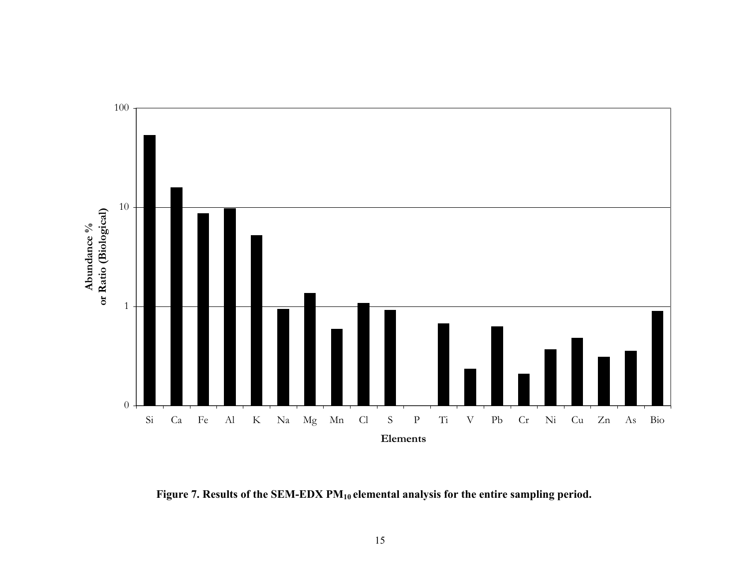Figure 7. Results of the SEM-EDX $PM_{10}$ elemental analysis for the entire sampling period.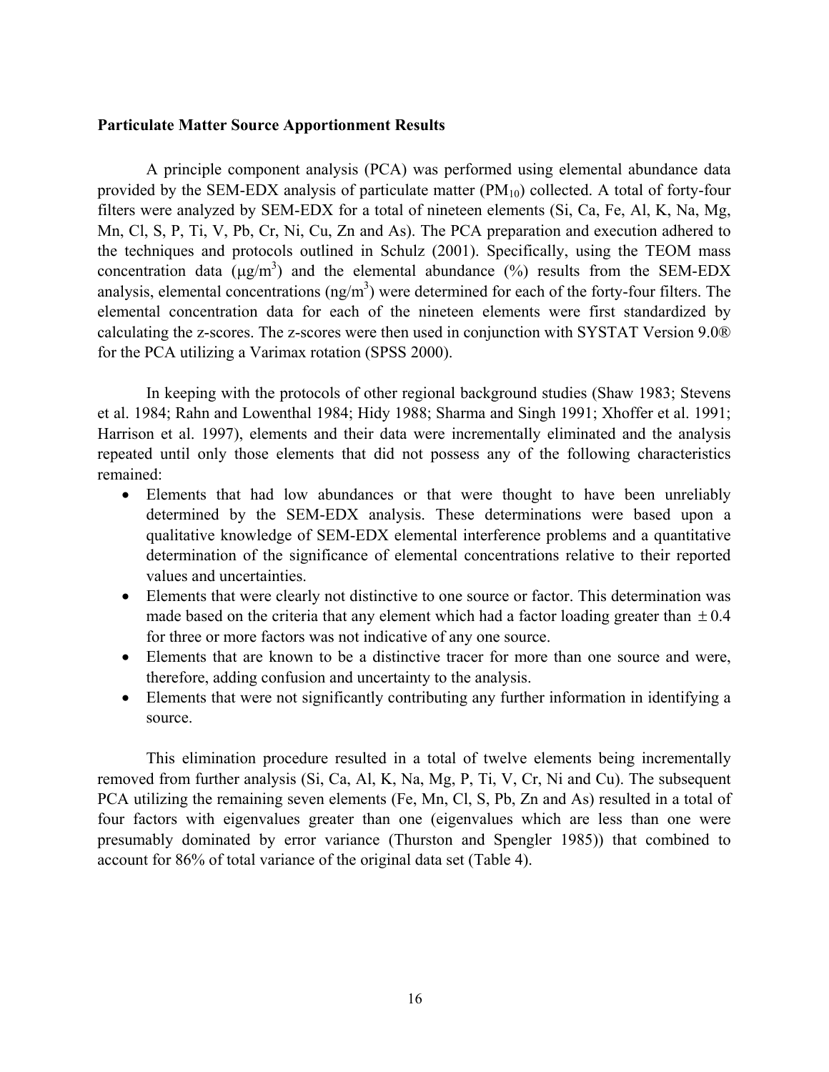**Particulate Matter Source Apportionment Results**

A principle component analysis (PCA) was performed using elemental abundance data provided by the SEM-EDX analysis of particulate matter ($PM_{10}$) collected. A total of forty-four filters were analyzed by SEM-EDX for a total of nineteen elements (Si, Ca, Fe, Al, K, Na, Mg, Mn, Cl, S, P, Ti, V, Pb, Cr, Ni, Cu, Zn and As). The PCA preparation and execution adhered to the techniques and protocols outlined in Schulz (2001). Specifically, using the TEOM mass concentration data ($\mu g/m^3$) and the elemental abundance (%) results from the SEM-EDX analysis, elemental concentrations ($ng/m^3$) were determined for each of the forty-four filters. The elemental concentration data for each of the nineteen elements were first standardized by calculating the z-scores. The z-scores were then used in conjunction with SYSTAT Version 9.0® for the PCA utilizing a Varimax rotation (SPSS 2000).

In keeping with the protocols of other regional background studies (Shaw 1983; Stevens et al. 1984; Rahn and Lowenthal 1984; Hidy 1988; Sharma and Singh 1991; Xhoffer et al. 1991; Harrison et al. 1997), elements and their data were incrementally eliminated and the analysis repeated until only those elements that did not possess any of the following characteristics remained:

- Elements that had low abundances or that were thought to have been unreliably determined by the SEM-EDX analysis. These determinations were based upon a qualitative knowledge of SEM-EDX elemental interference problems and a quantitative determination of the significance of elemental concentrations relative to their reported values and uncertainties.
- Elements that were clearly not distinctive to one source or factor. This determination was made based on the criteria that any element which had a factor loading greater than $\pm 0.4$ for three or more factors was not indicative of any one source.
- Elements that are known to be a distinctive tracer for more than one source and were, therefore, adding confusion and uncertainty to the analysis.
- Elements that were not significantly contributing any further information in identifying a source.

This elimination procedure resulted in a total of twelve elements being incrementally removed from further analysis (Si, Ca, Al, K, Na, Mg, P, Ti, V, Cr, Ni and Cu). The subsequent PCA utilizing the remaining seven elements (Fe, Mn, Cl, S, Pb, Zn and As) resulted in a total of four factors with eigenvalues greater than one (eigenvalues which are less than one were presumably dominated by error variance (Thurston and Spengler 1985)) that combined to account for 86% of total variance of the original data set (Table 4).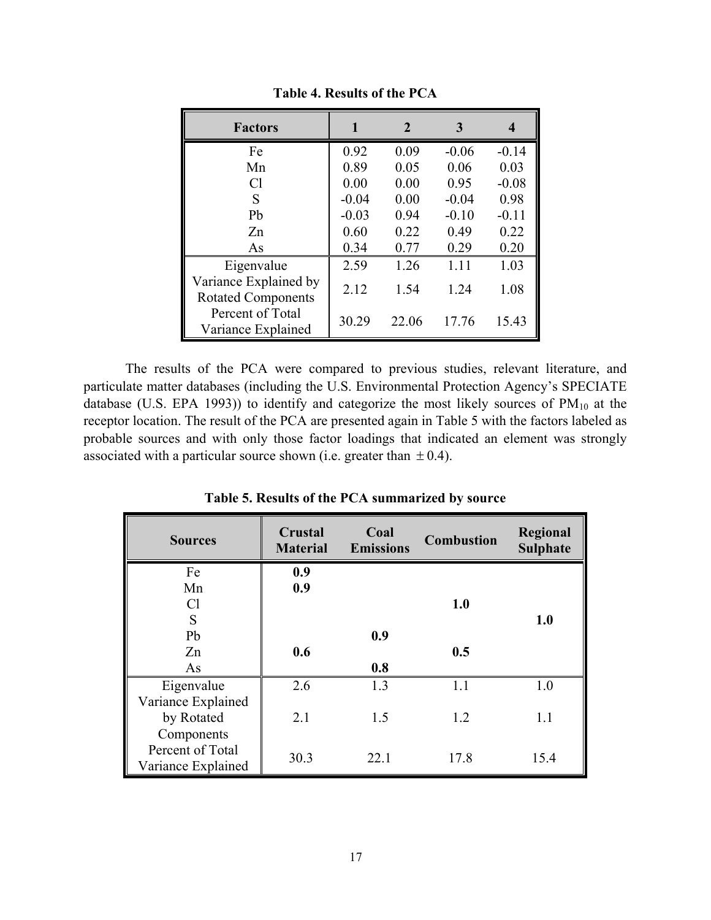**Table 4. Results of the PCA**

| Factors | 1 | 2 | 3 | 4 |
|---|---|---|---|---|
| Fe | 0.92 | 0.09 | -0.06 | -0.14 |
| Mn | 0.89 | 0.05 | 0.06 | 0.03 |
| Cl | 0.00 | 0.00 | 0.95 | -0.08 |
| S | -0.04 | 0.00 | -0.04 | 0.98 |
| Pb | -0.03 | 0.94 | -0.10 | -0.11 |
| Zn | 0.60 | 0.22 | 0.49 | 0.22 |
| As | 0.34 | 0.77 | 0.29 | 0.20 |
| Eigenvalue | 2.59 | 1.26 | 1.11 | 1.03 |
| Variance Explained by Rotated Components | 2.12 | 1.54 | 1.24 | 1.08 |
| Percent of Total Variance Explained | 30.29 | 22.06 | 17.76 | 15.43 |

The results of the PCA were compared to previous studies, relevant literature, and particulate matter databases (including the U.S. Environmental Protection Agency's SPECIATE database (U.S. EPA 1993)) to identify and categorize the most likely sources of $PM_{10}$ at the receptor location. The result of the PCA are presented again in Table 5 with the factors labeled as probable sources and with only those factor loadings that indicated an element was strongly associated with a particular source shown (i.e. greater than $\pm 0.4$).

**Table 5. Results of the PCA summarized by source**

| Sources | Crustal Material | Coal Emissions | Combustion | Regional Sulphate |
|---|---|---|---|---|
| Fe | **0.9** | | | |
| Mn | **0.9** | | | |
| Cl | | | **1.0** | |
| S | | | | **1.0** |
| Pb | | **0.9** | | |
| Zn | **0.6** | | **0.5** | |
| As | | **0.8** | | |
| Eigenvalue | 2.6 | 1.3 | 1.1 | 1.0 |
| Variance Explained by Rotated Components | 2.1 | 1.5 | 1.2 | 1.1 |
| Percent of Total Variance Explained | 30.3 | 22.1 | 17.8 | 15.4 |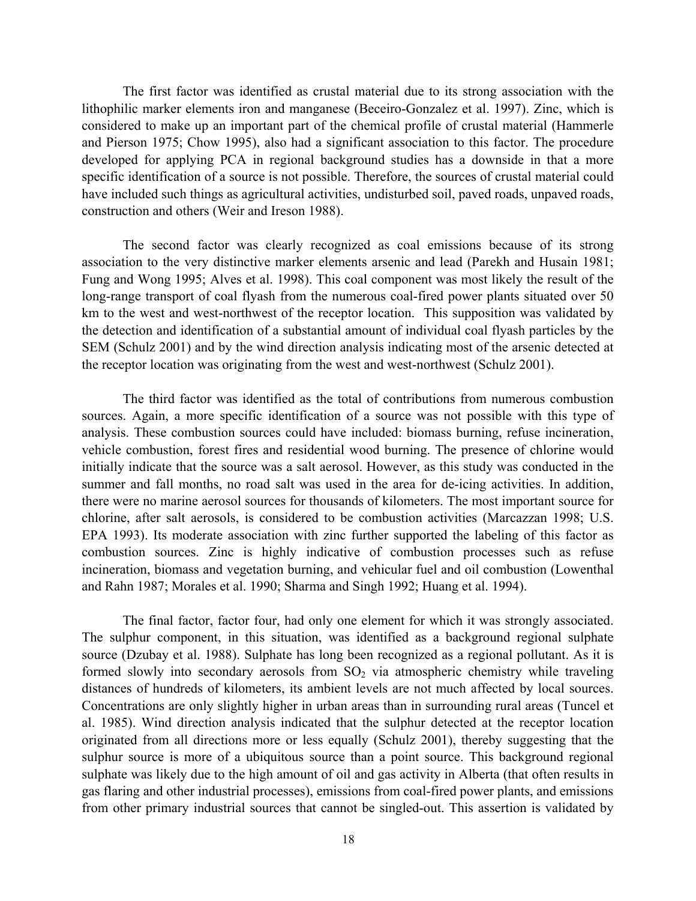The first factor was identified as crustal material due to its strong association with the lithophilic marker elements iron and manganese (Beceiro-Gonzalez et al. 1997). Zinc, which is considered to make up an important part of the chemical profile of crustal material (Hammerle and Pierson 1975; Chow 1995), also had a significant association to this factor. The procedure developed for applying PCA in regional background studies has a downside in that a more specific identification of a source is not possible. Therefore, the sources of crustal material could have included such things as agricultural activities, undisturbed soil, paved roads, unpaved roads, construction and others (Weir and Ireson 1988).

The second factor was clearly recognized as coal emissions because of its strong association to the very distinctive marker elements arsenic and lead (Parekh and Husain 1981; Fung and Wong 1995; Alves et al. 1998). This coal component was most likely the result of the long-range transport of coal flyash from the numerous coal-fired power plants situated over 50 km to the west and west-northwest of the receptor location. This supposition was validated by the detection and identification of a substantial amount of individual coal flyash particles by the SEM (Schulz 2001) and by the wind direction analysis indicating most of the arsenic detected at the receptor location was originating from the west and west-northwest (Schulz 2001).

The third factor was identified as the total of contributions from numerous combustion sources. Again, a more specific identification of a source was not possible with this type of analysis. These combustion sources could have included: biomass burning, refuse incineration, vehicle combustion, forest fires and residential wood burning. The presence of chlorine would initially indicate that the source was a salt aerosol. However, as this study was conducted in the summer and fall months, no road salt was used in the area for de-icing activities. In addition, there were no marine aerosol sources for thousands of kilometers. The most important source for chlorine, after salt aerosols, is considered to be combustion activities (Marcazzan 1998; U.S. EPA 1993). Its moderate association with zinc further supported the labeling of this factor as combustion sources. Zinc is highly indicative of combustion processes such as refuse incineration, biomass and vegetation burning, and vehicular fuel and oil combustion (Lowenthal and Rahn 1987; Morales et al. 1990; Sharma and Singh 1992; Huang et al. 1994).

The final factor, factor four, had only one element for which it was strongly associated. The sulphur component, in this situation, was identified as a background regional sulphate source (Dzubay et al. 1988). Sulphate has long been recognized as a regional pollutant. As it is formed slowly into secondary aerosols from $SO_2$ via atmospheric chemistry while traveling distances of hundreds of kilometers, its ambient levels are not much affected by local sources. Concentrations are only slightly higher in urban areas than in surrounding rural areas (Tuncel et al. 1985). Wind direction analysis indicated that the sulphur detected at the receptor location originated from all directions more or less equally (Schulz 2001), thereby suggesting that the sulphur source is more of a ubiquitous source than a point source. This background regional sulphate was likely due to the high amount of oil and gas activity in Alberta (that often results in gas flaring and other industrial processes), emissions from coal-fired power plants, and emissions from other primary industrial sources that cannot be singled-out. This assertion is validated by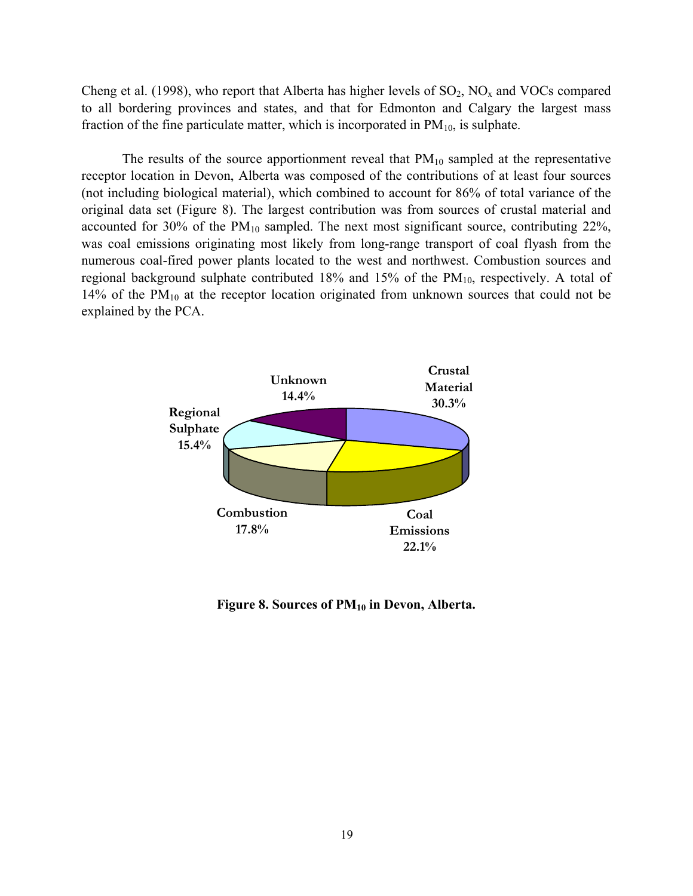Cheng et al. (1998), who report that Alberta has higher levels of $SO_2$, $NO_x$ and VOCs compared to all bordering provinces and states, and that for Edmonton and Calgary the largest mass fraction of the fine particulate matter, which is incorporated in $PM_{10}$, is sulphate.

The results of the source apportionment reveal that $PM_{10}$ sampled at the representative receptor location in Devon, Alberta was composed of the contributions of at least four sources (not including biological material), which combined to account for 86% of total variance of the original data set (Figure 8). The largest contribution was from sources of crustal material and accounted for 30% of the $PM_{10}$ sampled. The next most significant source, contributing 22%, was coal emissions originating most likely from long-range transport of coal flyash from the numerous coal-fired power plants located to the west and northwest. Combustion sources and regional background sulphate contributed 18% and 15% of the $PM_{10}$, respectively. A total of 14% of the $PM_{10}$ at the receptor location originated from unknown sources that could not be explained by the PCA.

**Figure 8. Sources of $PM_{10}$ in Devon, Alberta.**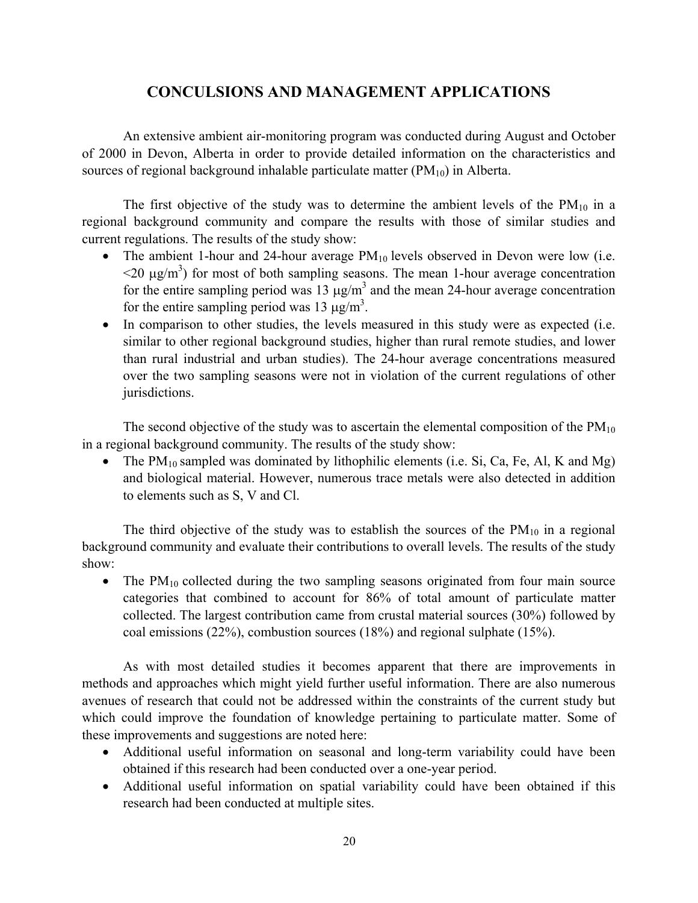## CONCULSIONS AND MANAGEMENT APPLICATIONS

An extensive ambient air-monitoring program was conducted during August and October of 2000 in Devon, Alberta in order to provide detailed information on the characteristics and sources of regional background inhalable particulate matter ($PM_{10}$) in Alberta.

The first objective of the study was to determine the ambient levels of the $PM_{10}$ in a regional background community and compare the results with those of similar studies and current regulations. The results of the study show:

- The ambient 1-hour and 24-hour average $PM_{10}$ levels observed in Devon were low (i.e. <20 $\mu g/m^3$) for most of both sampling seasons. The mean 1-hour average concentration for the entire sampling period was 13 $\mu g/m^3$ and the mean 24-hour average concentration for the entire sampling period was 13 $\mu g/m^3$.
- In comparison to other studies, the levels measured in this study were as expected (i.e. similar to other regional background studies, higher than rural remote studies, and lower than rural industrial and urban studies). The 24-hour average concentrations measured over the two sampling seasons were not in violation of the current regulations of other jurisdictions.

The second objective of the study was to ascertain the elemental composition of the $PM_{10}$ in a regional background community. The results of the study show:

- The $PM_{10}$ sampled was dominated by lithophilic elements (i.e. Si, Ca, Fe, Al, K and Mg) and biological material. However, numerous trace metals were also detected in addition to elements such as S, V and Cl.

The third objective of the study was to establish the sources of the $PM_{10}$ in a regional background community and evaluate their contributions to overall levels. The results of the study show:

- The $PM_{10}$ collected during the two sampling seasons originated from four main source categories that combined to account for 86% of total amount of particulate matter collected. The largest contribution came from crustal material sources (30%) followed by coal emissions (22%), combustion sources (18%) and regional sulphate (15%).

As with most detailed studies it becomes apparent that there are improvements in methods and approaches which might yield further useful information. There are also numerous avenues of research that could not be addressed within the constraints of the current study but which could improve the foundation of knowledge pertaining to particulate matter. Some of these improvements and suggestions are noted here:

- Additional useful information on seasonal and long-term variability could have been obtained if this research had been conducted over a one-year period.
- Additional useful information on spatial variability could have been obtained if this research had been conducted at multiple sites.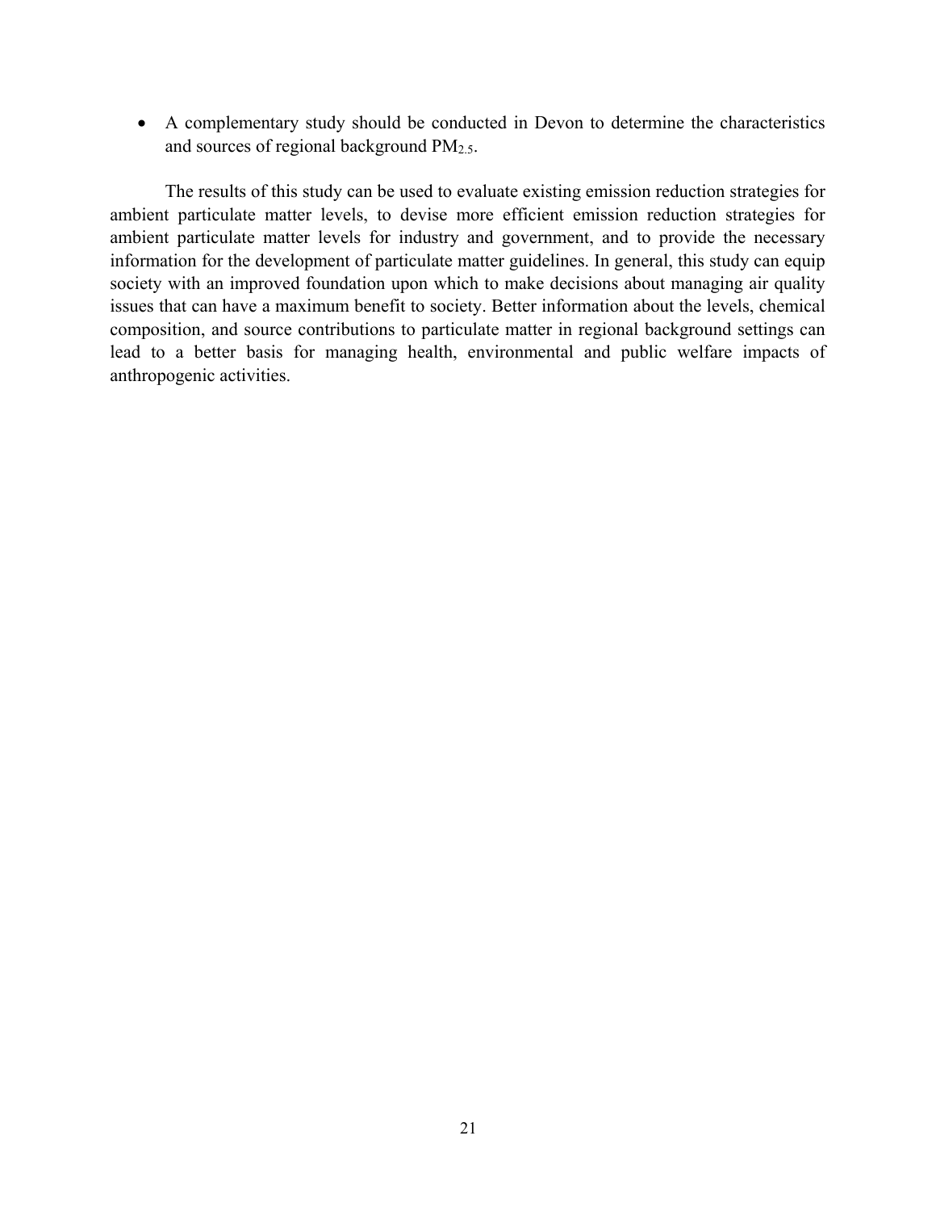- A complementary study should be conducted in Devon to determine the characteristics and sources of regional background $PM_{2.5}$.

The results of this study can be used to evaluate existing emission reduction strategies for ambient particulate matter levels, to devise more efficient emission reduction strategies for ambient particulate matter levels for industry and government, and to provide the necessary information for the development of particulate matter guidelines. In general, this study can equip society with an improved foundation upon which to make decisions about managing air quality issues that can have a maximum benefit to society. Better information about the levels, chemical composition, and source contributions to particulate matter in regional background settings can lead to a better basis for managing health, environmental and public welfare impacts of anthropogenic activities.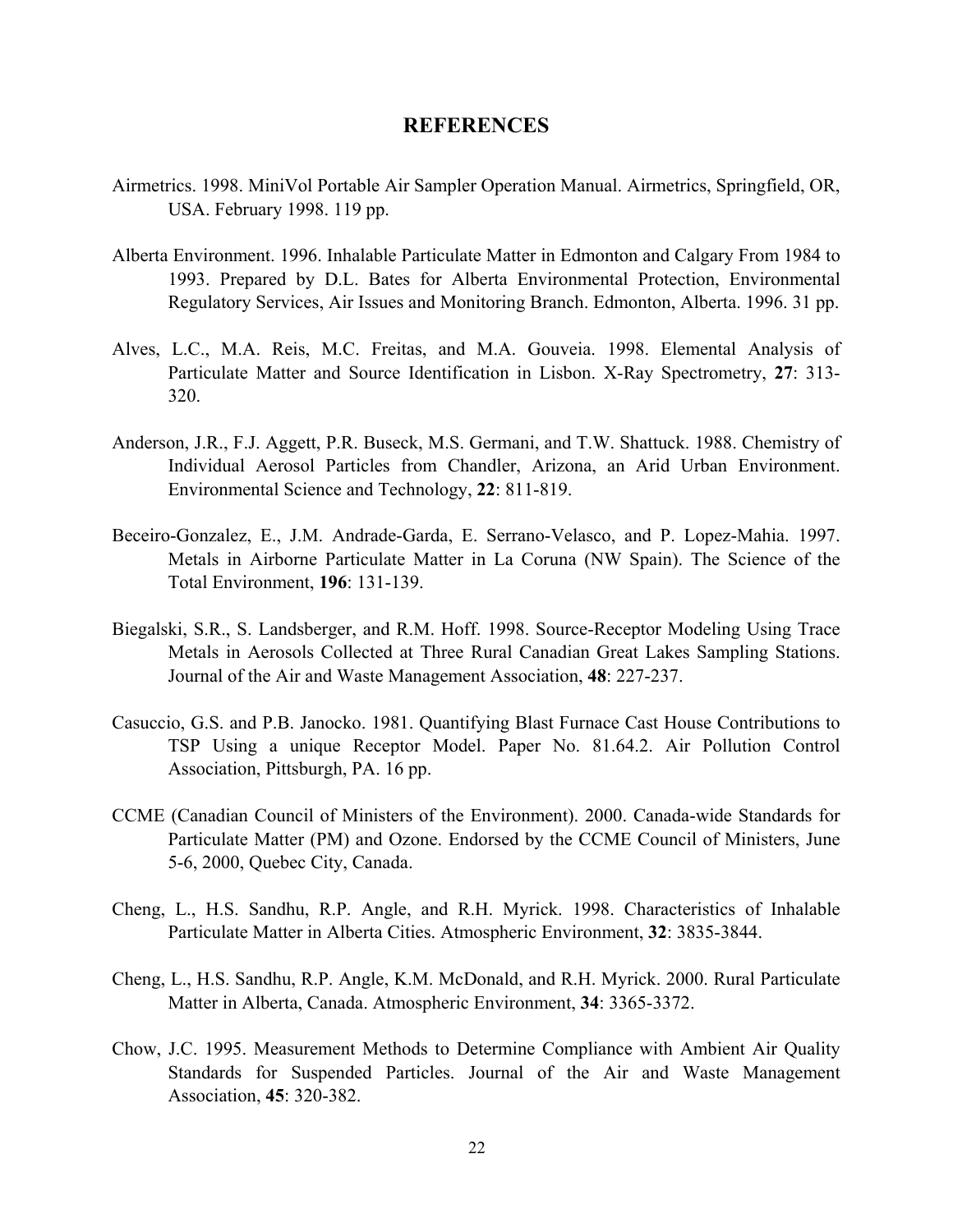# REFERENCES

Airmetrics. 1998. MiniVol Portable Air Sampler Operation Manual. Airmetrics, Springfield, OR, USA. February 1998. 119 pp.

Alberta Environment. 1996. Inhalable Particulate Matter in Edmonton and Calgary From 1984 to 1993. Prepared by D.L. Bates for Alberta Environmental Protection, Environmental Regulatory Services, Air Issues and Monitoring Branch. Edmonton, Alberta. 1996. 31 pp.

Alves, L.C., M.A. Reis, M.C. Freitas, and M.A. Gouveia. 1998. Elemental Analysis of Particulate Matter and Source Identification in Lisbon. X-Ray Spectrometry, **27**: 313-320.

Anderson, J.R., F.J. Aggett, P.R. Buseck, M.S. Germani, and T.W. Shattuck. 1988. Chemistry of Individual Aerosol Particles from Chandler, Arizona, an Arid Urban Environment. Environmental Science and Technology, **22**: 811-819.

Beceiro-Gonzalez, E., J.M. Andrade-Garda, E. Serrano-Velasco, and P. Lopez-Mahia. 1997. Metals in Airborne Particulate Matter in La Coruna (NW Spain). The Science of the Total Environment, **196**: 131-139.

Biegalski, S.R., S. Landsberger, and R.M. Hoff. 1998. Source-Receptor Modeling Using Trace Metals in Aerosols Collected at Three Rural Canadian Great Lakes Sampling Stations. Journal of the Air and Waste Management Association, **48**: 227-237.

Casuccio, G.S. and P.B. Janocko. 1981. Quantifying Blast Furnace Cast House Contributions to TSP Using a unique Receptor Model. Paper No. 81.64.2. Air Pollution Control Association, Pittsburgh, PA. 16 pp.

CCME (Canadian Council of Ministers of the Environment). 2000. Canada-wide Standards for Particulate Matter (PM) and Ozone. Endorsed by the CCME Council of Ministers, June 5-6, 2000, Quebec City, Canada.

Cheng, L., H.S. Sandhu, R.P. Angle, and R.H. Myrick. 1998. Characteristics of Inhalable Particulate Matter in Alberta Cities. Atmospheric Environment, **32**: 3835-3844.

Cheng, L., H.S. Sandhu, R.P. Angle, K.M. McDonald, and R.H. Myrick. 2000. Rural Particulate Matter in Alberta, Canada. Atmospheric Environment, **34**: 3365-3372.

Chow, J.C. 1995. Measurement Methods to Determine Compliance with Ambient Air Quality Standards for Suspended Particles. Journal of the Air and Waste Management Association, **45**: 320-382.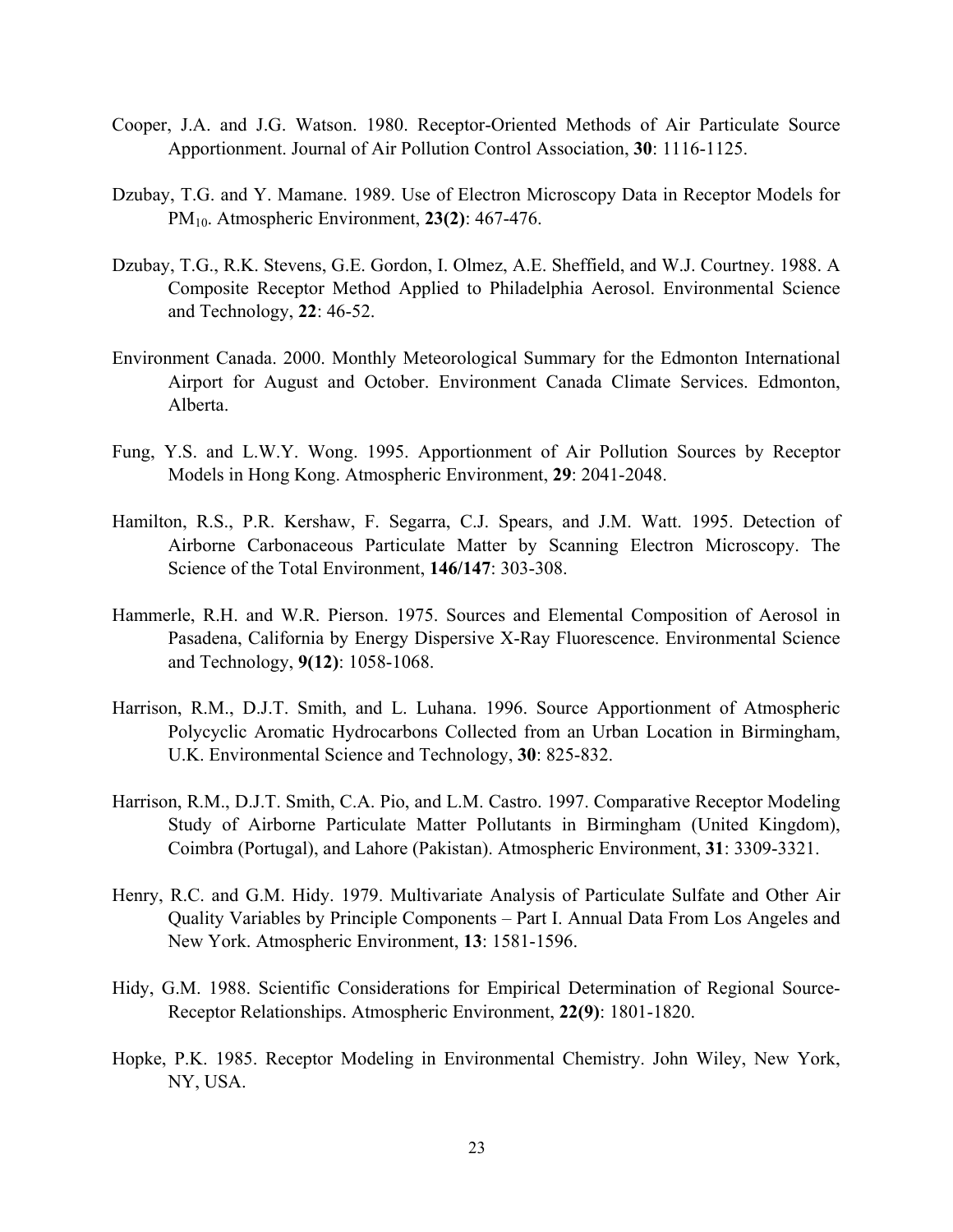Cooper, J.A. and J.G. Watson. 1980. Receptor-Oriented Methods of Air Particulate Source Apportionment. Journal of Air Pollution Control Association, **30**: 1116-1125.

Dzubay, T.G. and Y. Mamane. 1989. Use of Electron Microscopy Data in Receptor Models for $PM_{10}$. Atmospheric Environment, **23(2)**: 467-476.

Dzubay, T.G., R.K. Stevens, G.E. Gordon, I. Olmez, A.E. Sheffield, and W.J. Courtney. 1988. A Composite Receptor Method Applied to Philadelphia Aerosol. Environmental Science and Technology, **22**: 46-52.

Environment Canada. 2000. Monthly Meteorological Summary for the Edmonton International Airport for August and October. Environment Canada Climate Services. Edmonton, Alberta.

Fung, Y.S. and L.W.Y. Wong. 1995. Apportionment of Air Pollution Sources by Receptor Models in Hong Kong. Atmospheric Environment, **29**: 2041-2048.

Hamilton, R.S., P.R. Kershaw, F. Segarra, C.J. Spears, and J.M. Watt. 1995. Detection of Airborne Carbonaceous Particulate Matter by Scanning Electron Microscopy. The Science of the Total Environment, **146/147**: 303-308.

Hammerle, R.H. and W.R. Pierson. 1975. Sources and Elemental Composition of Aerosol in Pasadena, California by Energy Dispersive X-Ray Fluorescence. Environmental Science and Technology, **9(12)**: 1058-1068.

Harrison, R.M., D.J.T. Smith, and L. Luhana. 1996. Source Apportionment of Atmospheric Polycyclic Aromatic Hydrocarbons Collected from an Urban Location in Birmingham, U.K. Environmental Science and Technology, **30**: 825-832.

Harrison, R.M., D.J.T. Smith, C.A. Pio, and L.M. Castro. 1997. Comparative Receptor Modeling Study of Airborne Particulate Matter Pollutants in Birmingham (United Kingdom), Coimbra (Portugal), and Lahore (Pakistan). Atmospheric Environment, **31**: 3309-3321.

Henry, R.C. and G.M. Hidy. 1979. Multivariate Analysis of Particulate Sulfate and Other Air Quality Variables by Principle Components – Part I. Annual Data From Los Angeles and New York. Atmospheric Environment, **13**: 1581-1596.

Hidy, G.M. 1988. Scientific Considerations for Empirical Determination of Regional Source-Receptor Relationships. Atmospheric Environment, **22(9)**: 1801-1820.

Hopke, P.K. 1985. Receptor Modeling in Environmental Chemistry. John Wiley, New York, NY, USA.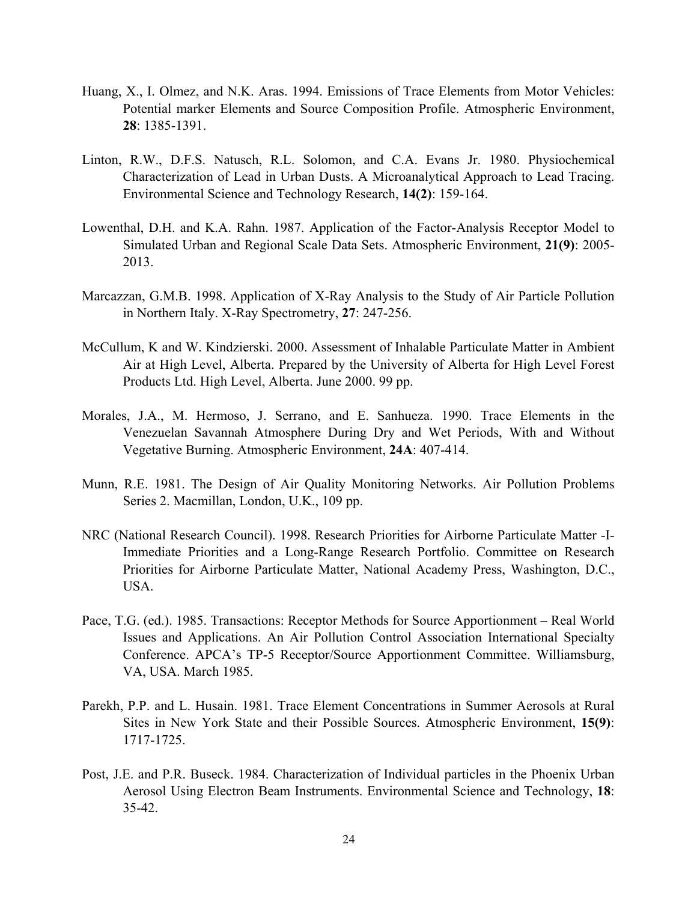Huang, X., I. Olmez, and N.K. Aras. 1994. Emissions of Trace Elements from Motor Vehicles: Potential marker Elements and Source Composition Profile. Atmospheric Environment, **28**: 1385-1391.

Linton, R.W., D.F.S. Natusch, R.L. Solomon, and C.A. Evans Jr. 1980. Physiochemical Characterization of Lead in Urban Dusts. A Microanalytical Approach to Lead Tracing. Environmental Science and Technology Research, **14(2)**: 159-164.

Lowenthal, D.H. and K.A. Rahn. 1987. Application of the Factor-Analysis Receptor Model to Simulated Urban and Regional Scale Data Sets. Atmospheric Environment, **21(9)**: 2005-2013.

Marcazzan, G.M.B. 1998. Application of X-Ray Analysis to the Study of Air Particle Pollution in Northern Italy. X-Ray Spectrometry, **27**: 247-256.

McCullum, K and W. Kindzierski. 2000. Assessment of Inhalable Particulate Matter in Ambient Air at High Level, Alberta. Prepared by the University of Alberta for High Level Forest Products Ltd. High Level, Alberta. June 2000. 99 pp.

Morales, J.A., M. Hermoso, J. Serrano, and E. Sanhueza. 1990. Trace Elements in the Venezuelan Savannah Atmosphere During Dry and Wet Periods, With and Without Vegetative Burning. Atmospheric Environment, **24A**: 407-414.

Munn, R.E. 1981. The Design of Air Quality Monitoring Networks. Air Pollution Problems Series 2. Macmillan, London, U.K., 109 pp.

NRC (National Research Council). 1998. Research Priorities for Airborne Particulate Matter -I- Immediate Priorities and a Long-Range Research Portfolio. Committee on Research Priorities for Airborne Particulate Matter, National Academy Press, Washington, D.C., USA.

Pace, T.G. (ed.). 1985. Transactions: Receptor Methods for Source Apportionment – Real World Issues and Applications. An Air Pollution Control Association International Specialty Conference. APCA's TP-5 Receptor/Source Apportionment Committee. Williamsburg, VA, USA. March 1985.

Parekh, P.P. and L. Husain. 1981. Trace Element Concentrations in Summer Aerosols at Rural Sites in New York State and their Possible Sources. Atmospheric Environment, **15(9)**: 1717-1725.

Post, J.E. and P.R. Buseck. 1984. Characterization of Individual particles in the Phoenix Urban Aerosol Using Electron Beam Instruments. Environmental Science and Technology, **18**: 35-42.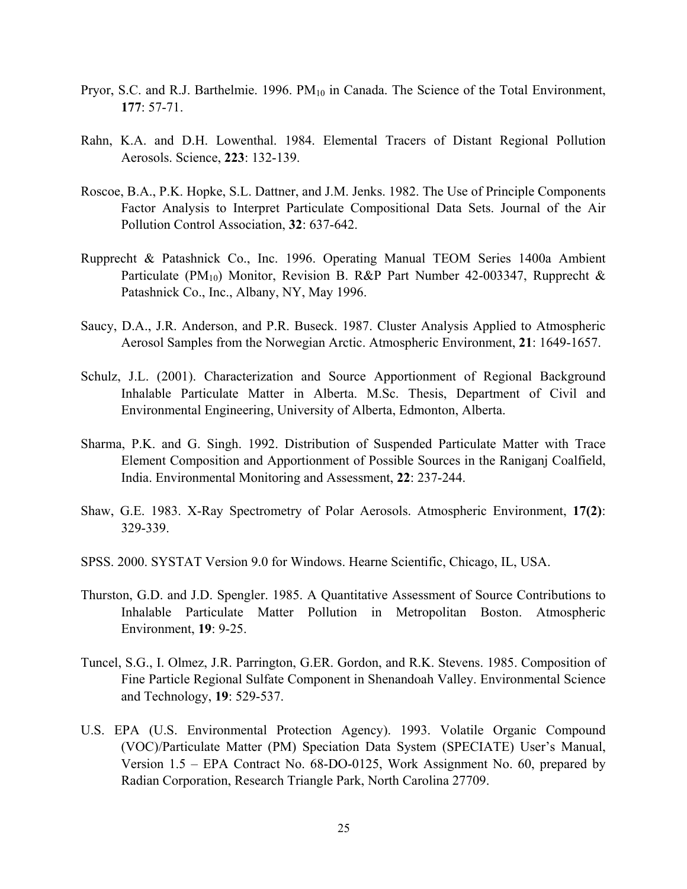Pryor, S.C. and R.J. Barthelmie. 1996. $PM_{10}$ in Canada. The Science of the Total Environment, **177**: 57-71.

Rahn, K.A. and D.H. Lowenthal. 1984. Elemental Tracers of Distant Regional Pollution Aerosols. Science, **223**: 132-139.

Roscoe, B.A., P.K. Hopke, S.L. Dattner, and J.M. Jenks. 1982. The Use of Principle Components Factor Analysis to Interpret Particulate Compositional Data Sets. Journal of the Air Pollution Control Association, **32**: 637-642.

Rupprecht & Patashnick Co., Inc. 1996. Operating Manual TEOM Series 1400a Ambient Particulate ($PM_{10}$) Monitor, Revision B. R&P Part Number 42-003347, Rupprecht & Patashnick Co., Inc., Albany, NY, May 1996.

Saucy, D.A., J.R. Anderson, and P.R. Buseck. 1987. Cluster Analysis Applied to Atmospheric Aerosol Samples from the Norwegian Arctic. Atmospheric Environment, **21**: 1649-1657.

Schulz, J.L. (2001). Characterization and Source Apportionment of Regional Background Inhalable Particulate Matter in Alberta. M.Sc. Thesis, Department of Civil and Environmental Engineering, University of Alberta, Edmonton, Alberta.

Sharma, P.K. and G. Singh. 1992. Distribution of Suspended Particulate Matter with Trace Element Composition and Apportionment of Possible Sources in the Raniganj Coalfield, India. Environmental Monitoring and Assessment, **22**: 237-244.

Shaw, G.E. 1983. X-Ray Spectrometry of Polar Aerosols. Atmospheric Environment, **17(2)**: 329-339.

SPSS. 2000. SYSTAT Version 9.0 for Windows. Hearne Scientific, Chicago, IL, USA.

Thurston, G.D. and J.D. Spengler. 1985. A Quantitative Assessment of Source Contributions to Inhalable Particulate Matter Pollution in Metropolitan Boston. Atmospheric Environment, **19**: 9-25.

Tuncel, S.G., I. Olmez, J.R. Parrington, G.ER. Gordon, and R.K. Stevens. 1985. Composition of Fine Particle Regional Sulfate Component in Shenandoah Valley. Environmental Science and Technology, **19**: 529-537.

U.S. EPA (U.S. Environmental Protection Agency). 1993. Volatile Organic Compound (VOC)/Particulate Matter (PM) Speciation Data System (SPECIATE) User's Manual, Version 1.5 – EPA Contract No. 68-DO-0125, Work Assignment No. 60, prepared by Radian Corporation, Research Triangle Park, North Carolina 27709.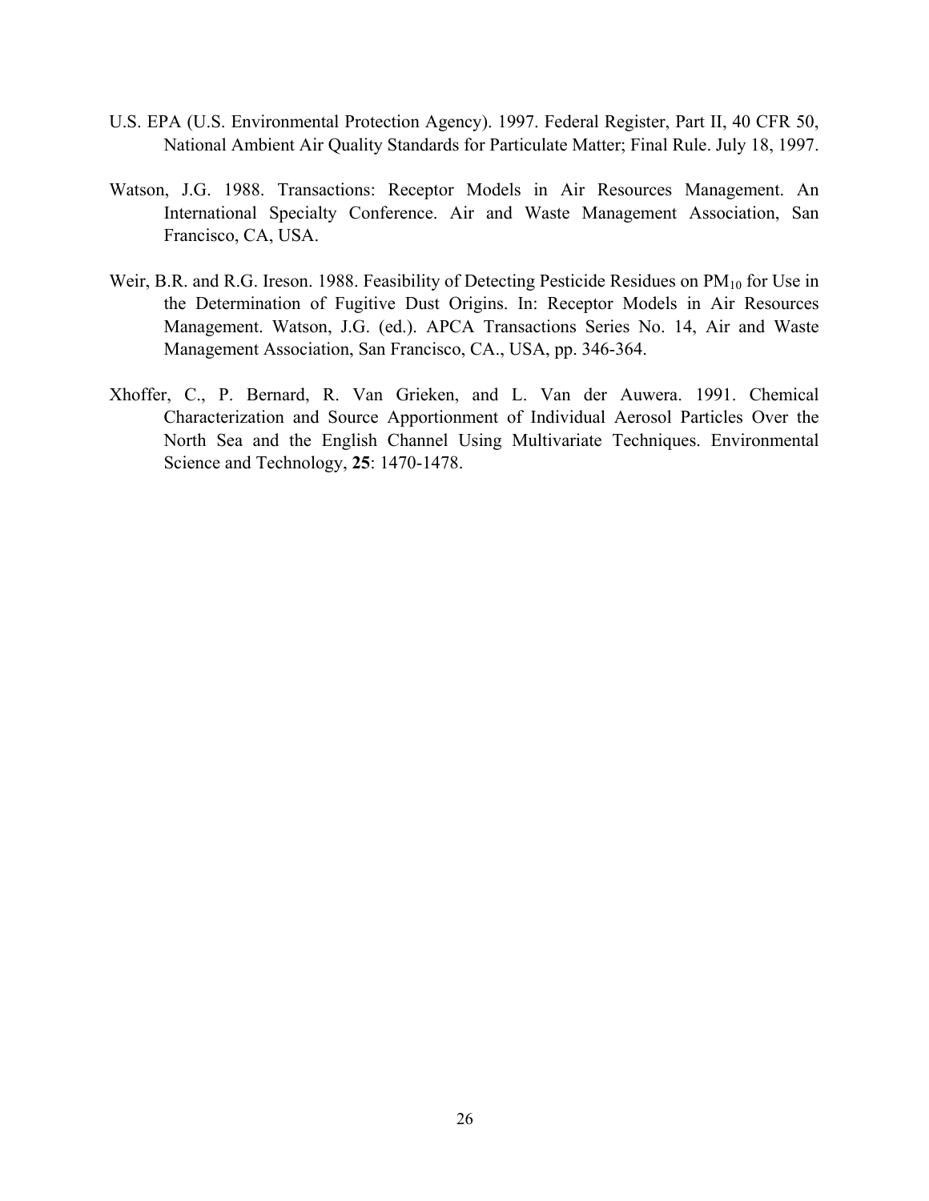U.S. EPA (U.S. Environmental Protection Agency). 1997. Federal Register, Part II, 40 CFR 50, National Ambient Air Quality Standards for Particulate Matter; Final Rule. July 18, 1997.

Watson, J.G. 1988. Transactions: Receptor Models in Air Resources Management. An International Specialty Conference. Air and Waste Management Association, San Francisco, CA, USA.

Weir, B.R. and R.G. Ireson. 1988. Feasibility of Detecting Pesticide Residues on $PM_{10}$ for Use in the Determination of Fugitive Dust Origins. In: Receptor Models in Air Resources Management. Watson, J.G. (ed.). APCA Transactions Series No. 14, Air and Waste Management Association, San Francisco, CA., USA, pp. 346-364.

Xhoffer, C., P. Bernard, R. Van Grieken, and L. Van der Auwera. 1991. Chemical Characterization and Source Apportionment of Individual Aerosol Particles Over the North Sea and the English Channel Using Multivariate Techniques. Environmental Science and Technology, **25**: 1470-1478.